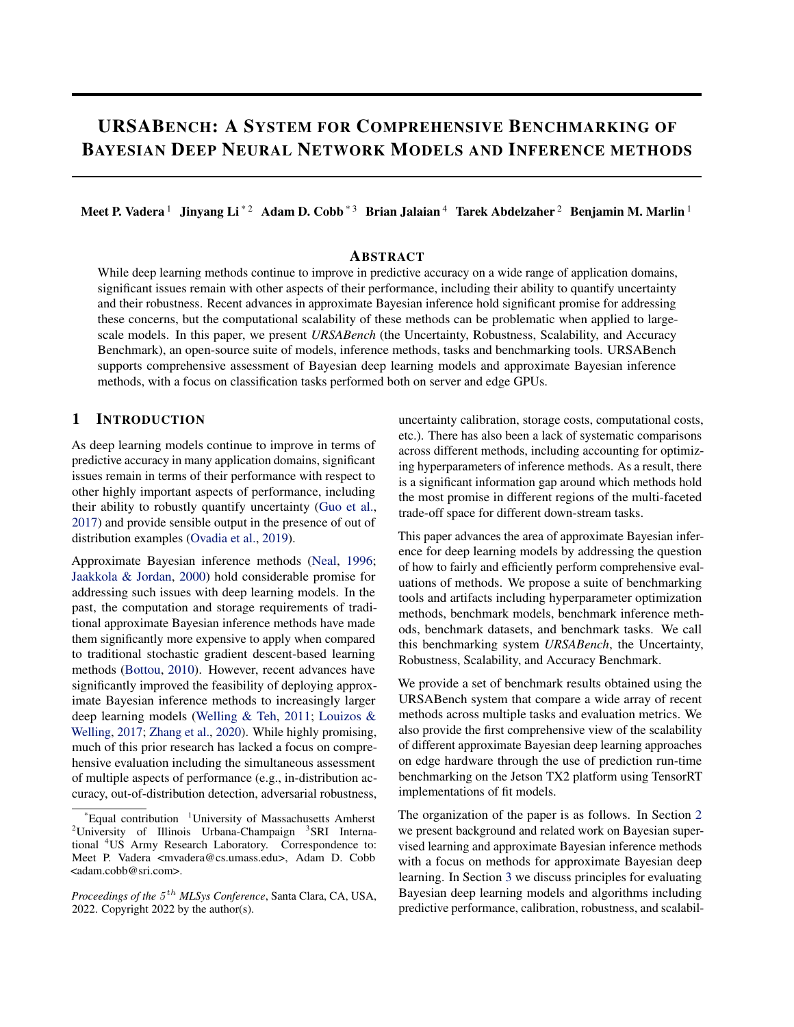# URSABench: A System for Comprehensive Benchmarking of Bayesian Deep Neural Network Models and Inference methods

**Meet P. Vadera** [1] **Jinyang Li** [* 2] **Adam D. Cobb** [* 3] **Brian Jalaian** [4] **Tarek Abdelzaher** [2] **Benjamin M. Marlin** [1]

## Abstract

While deep learning methods continue to improve in predictive accuracy on a wide range of application domains, significant issues remain with other aspects of their performance, including their ability to quantify uncertainty and their robustness. Recent advances in approximate Bayesian inference hold significant promise for addressing these concerns, but the computational scalability of these methods can be problematic when applied to large-scale models. In this paper, we present *URSABench* (the Uncertainty, Robustness, Scalability, and Accuracy Benchmark), an open-source suite of models, inference methods, tasks and benchmarking tools. URSABench supports comprehensive assessment of Bayesian deep learning models and approximate Bayesian inference methods, with a focus on classification tasks performed both on server and edge GPUs.

## 1 Introduction

As deep learning models continue to improve in terms of predictive accuracy in many application domains, significant issues remain in terms of their performance with respect to other highly important aspects of performance, including their ability to robustly quantify uncertainty (Guo et al., 2017) and provide sensible output in the presence of out of distribution examples (Ovadia et al., 2019).

Approximate Bayesian inference methods (Neal, 1996; Jaakkola & Jordan, 2000) hold considerable promise for addressing such issues with deep learning models. In the past, the computation and storage requirements of traditional approximate Bayesian inference methods have made them significantly more expensive to apply when compared to traditional stochastic gradient descent-based learning methods (Bottou, 2010). However, recent advances have significantly improved the feasibility of deploying approximate Bayesian inference methods to increasingly larger deep learning models (Welling & Teh, 2011; Louizos & Welling, 2017; Zhang et al., 2020). While highly promising, much of this prior research has lacked a focus on comprehensive evaluation including the simultaneous assessment of multiple aspects of performance (e.g., in-distribution accuracy, out-of-distribution detection, adversarial robustness, uncertainty calibration, storage costs, computational costs, etc.). There has also been a lack of systematic comparisons across different methods, including accounting for optimizing hyperparameters of inference methods. As a result, there is a significant information gap around which methods hold the most promise in different regions of the multi-faceted trade-off space for different down-stream tasks.

This paper advances the area of approximate Bayesian inference for deep learning models by addressing the question of how to fairly and efficiently perform comprehensive evaluations of methods. We propose a suite of benchmarking tools and artifacts including hyperparameter optimization methods, benchmark models, benchmark inference methods, benchmark datasets, and benchmark tasks. We call this benchmarking system *URSABench*, the Uncertainty, Robustness, Scalability, and Accuracy Benchmark.

We provide a set of benchmark results obtained using the URSABench system that compare a wide array of recent methods across multiple tasks and evaluation metrics. We also provide the first comprehensive view of the scalability of different approximate Bayesian deep learning approaches on edge hardware through the use of prediction run-time benchmarking on the Jetson TX2 platform using TensorRT implementations of fit models.

The organization of the paper is as follows. In Section 2 we present background and related work on Bayesian supervised learning and approximate Bayesian inference methods with a focus on methods for approximate Bayesian deep learning. In Section 3 we discuss principles for evaluating Bayesian deep learning models and algorithms including predictive performance, calibration, robustness, and scalabil-

---

*Equal contribution [1]University of Massachusetts Amherst [2]University of Illinois Urbana-Champaign [3]SRI International [4]US Army Research Laboratory. Correspondence to: Meet P. Vadera <mvadera@cs.umass.edu>, Adam D. Cobb <adam.cobb@sri.com>.

*Proceedings of the 5th MLSys Conference*, Santa Clara, CA, USA, 2022. Copyright 2022 by the author(s).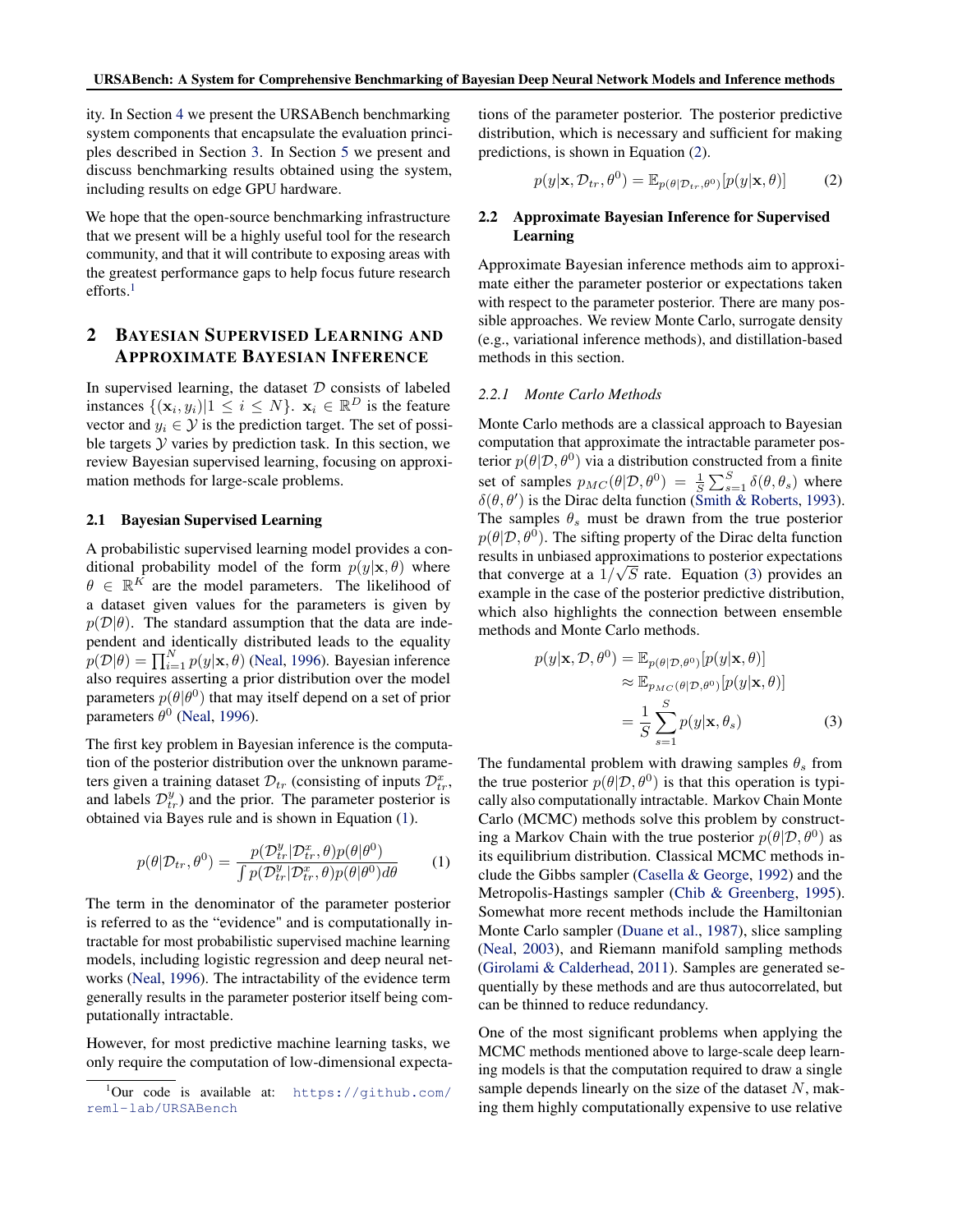ity. In Section 4 we present the URSABench benchmarking system components that encapsulate the evaluation principles described in Section 3. In Section 5 we present and discuss benchmarking results obtained using the system, including results on edge GPU hardware.

We hope that the open-source benchmarking infrastructure that we present will be a highly useful tool for the research community, and that it will contribute to exposing areas with the greatest performance gaps to help focus future research efforts.[1]

## 2 Bayesian Supervised Learning and Approximate Bayesian Inference

In supervised learning, the dataset $\mathcal{D}$ consists of labeled instances $\{(\mathbf{x}_i, y_i)|1 \leq i \leq N\}$. $\mathbf{x}_i \in \mathbb{R}^D$ is the feature vector and $y_i \in \mathcal{Y}$ is the prediction target. The set of possible targets $\mathcal{Y}$ varies by prediction task. In this section, we review Bayesian supervised learning, focusing on approximation methods for large-scale problems.

### 2.1 Bayesian Supervised Learning

A probabilistic supervised learning model provides a conditional probability model of the form $p(y|\mathbf{x}, \theta)$ where $\theta \in \mathbb{R}^K$ are the model parameters. The likelihood of a dataset given values for the parameters is given by $p(\mathcal{D}|\theta)$. The standard assumption that the data are independent and identically distributed leads to the equality $p(\mathcal{D}|\theta) = \prod_{i=1}^{N} p(y|\mathbf{x}, \theta)$ (Neal, 1996). Bayesian inference also requires asserting a prior distribution over the model parameters $p(\theta|\theta^0)$ that may itself depend on a set of prior parameters $\theta^0$ (Neal, 1996).

The first key problem in Bayesian inference is the computation of the posterior distribution over the unknown parameters given a training dataset $\mathcal{D}_{tr}$ (consisting of inputs $\mathcal{D}_{tr}^x$, and labels $\mathcal{D}_{tr}^y$) and the prior. The parameter posterior is obtained via Bayes rule and is shown in Equation (1).

$$p(\theta|\mathcal{D}_{tr}, \theta^0) = \frac{p(\mathcal{D}_{tr}^y|\mathcal{D}_{tr}^x, \theta)p(\theta|\theta^0)}{\int p(\mathcal{D}_{tr}^y|\mathcal{D}_{tr}^x, \theta)p(\theta|\theta^0)d\theta} \tag{1}$$

The term in the denominator of the parameter posterior is referred to as the "evidence" and is computationally intractable for most probabilistic supervised machine learning models, including logistic regression and deep neural networks (Neal, 1996). The intractability of the evidence term generally results in the parameter posterior itself being computationally intractable.

However, for most predictive machine learning tasks, we only require the computation of low-dimensional expectations of the parameter posterior. The posterior predictive distribution, which is necessary and sufficient for making predictions, is shown in Equation (2).

$$p(y|\mathbf{x}, \mathcal{D}_{tr}, \theta^0) = \mathbb{E}_{p(\theta|\mathcal{D}_{tr}, \theta^0)}[p(y|\mathbf{x}, \theta)] \tag{2}$$

### 2.2 Approximate Bayesian Inference for Supervised Learning

Approximate Bayesian inference methods aim to approximate either the parameter posterior or expectations taken with respect to the parameter posterior. There are many possible approaches. We review Monte Carlo, surrogate density (e.g., variational inference methods), and distillation-based methods in this section.

#### 2.2.1 *Monte Carlo Methods*

Monte Carlo methods are a classical approach to Bayesian computation that approximate the intractable parameter posterior $p(\theta|\mathcal{D}, \theta^0)$ via a distribution constructed from a finite set of samples $p_{MC}(\theta|\mathcal{D}, \theta^0) = \frac{1}{S}\sum_{s=1}^{S} \delta(\theta, \theta_s)$ where $\delta(\theta, \theta')$ is the Dirac delta function (Smith & Roberts, 1993). The samples $\theta_s$ must be drawn from the true posterior $p(\theta|\mathcal{D}, \theta^0)$. The sifting property of the Dirac delta function results in unbiased approximations to posterior expectations that converge at a $1/\sqrt{S}$ rate. Equation (3) provides an example in the case of the posterior predictive distribution, which also highlights the connection between ensemble methods and Monte Carlo methods.

$$\begin{aligned} p(y|\mathbf{x}, \mathcal{D}, \theta^0) &= \mathbb{E}_{p(\theta|\mathcal{D}, \theta^0)}[p(y|\mathbf{x}, \theta)] \\ &\approx \mathbb{E}_{p_{MC}(\theta|\mathcal{D}, \theta^0)}[p(y|\mathbf{x}, \theta)] \\ &= \frac{1}{S}\sum_{s=1}^{S} p(y|\mathbf{x}, \theta_s) \end{aligned} \tag{3}$$

The fundamental problem with drawing samples $\theta_s$ from the true posterior $p(\theta|\mathcal{D}, \theta^0)$ is that this operation is typically also computationally intractable. Markov Chain Monte Carlo (MCMC) methods solve this problem by constructing a Markov Chain with the true posterior $p(\theta|\mathcal{D}, \theta^0)$ as its equilibrium distribution. Classical MCMC methods include the Gibbs sampler (Casella & George, 1992) and the Metropolis-Hastings sampler (Chib & Greenberg, 1995). Somewhat more recent methods include the Hamiltonian Monte Carlo sampler (Duane et al., 1987), slice sampling (Neal, 2003), and Riemann manifold sampling methods (Girolami & Calderhead, 2011). Samples are generated sequentially by these methods and are thus autocorrelated, but can be thinned to reduce redundancy.

One of the most significant problems when applying the MCMC methods mentioned above to large-scale deep learning models is that the computation required to draw a single sample depends linearly on the size of the dataset $N$, making them highly computationally expensive to use relative

[1] Our code is available at: https://github.com/reml-lab/URSABench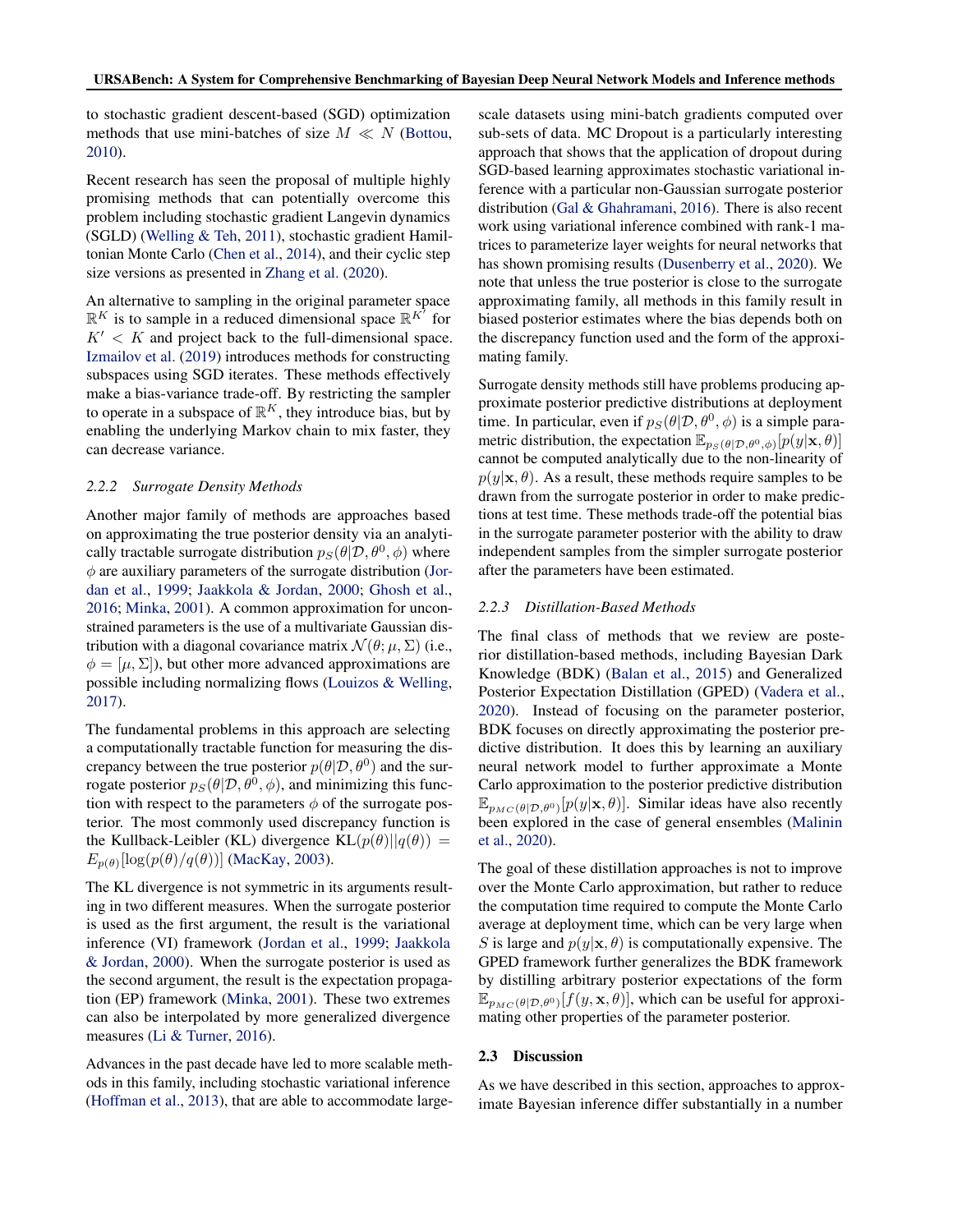to stochastic gradient descent-based (SGD) optimization methods that use mini-batches of size $M \ll N$ (Bottou, 2010).

Recent research has seen the proposal of multiple highly promising methods that can potentially overcome this problem including stochastic gradient Langevin dynamics (SGLD) (Welling & Teh, 2011), stochastic gradient Hamiltonian Monte Carlo (Chen et al., 2014), and their cyclic step size versions as presented in Zhang et al. (2020).

An alternative to sampling in the original parameter space $\mathbb{R}^K$ is to sample in a reduced dimensional space $\mathbb{R}^{K'}$ for $K' < K$ and project back to the full-dimensional space. Izmailov et al. (2019) introduces methods for constructing subspaces using SGD iterates. These methods effectively make a bias-variance trade-off. By restricting the sampler to operate in a subspace of $\mathbb{R}^K$, they introduce bias, but by enabling the underlying Markov chain to mix faster, they can decrease variance.

#### *2.2.2 Surrogate Density Methods*

Another major family of methods are approaches based on approximating the true posterior density via an analytically tractable surrogate distribution $p_S(\theta|\mathcal{D}, \theta^0, \phi)$ where $\phi$ are auxiliary parameters of the surrogate distribution (Jordan et al., 1999; Jaakkola & Jordan, 2000; Ghosh et al., 2016; Minka, 2001). A common approximation for unconstrained parameters is the use of a multivariate Gaussian distribution with a diagonal covariance matrix $\mathcal{N}(\theta; \mu, \Sigma)$ (i.e., $\phi = [\mu, \Sigma]$), but other more advanced approximations are possible including normalizing flows (Louizos & Welling, 2017).

The fundamental problems in this approach are selecting a computationally tractable function for measuring the discrepancy between the true posterior $p(\theta|\mathcal{D}, \theta^0)$ and the surrogate posterior $p_S(\theta|\mathcal{D}, \theta^0, \phi)$, and minimizing this function with respect to the parameters $\phi$ of the surrogate posterior. The most commonly used discrepancy function is the Kullback-Leibler (KL) divergence $\text{KL}(p(\theta)||q(\theta)) = E_{p(\theta)}[\log(p(\theta)/q(\theta))]$ (MacKay, 2003).

The KL divergence is not symmetric in its arguments resulting in two different measures. When the surrogate posterior is used as the first argument, the result is the variational inference (VI) framework (Jordan et al., 1999; Jaakkola & Jordan, 2000). When the surrogate posterior is used as the second argument, the result is the expectation propagation (EP) framework (Minka, 2001). These two extremes can also be interpolated by more generalized divergence measures (Li & Turner, 2016).

Advances in the past decade have led to more scalable methods in this family, including stochastic variational inference (Hoffman et al., 2013), that are able to accommodate large-scale datasets using mini-batch gradients computed over sub-sets of data. MC Dropout is a particularly interesting approach that shows that the application of dropout during SGD-based learning approximates stochastic variational inference with a particular non-Gaussian surrogate posterior distribution (Gal & Ghahramani, 2016). There is also recent work using variational inference combined with rank-1 matrices to parameterize layer weights for neural networks that has shown promising results (Dusenberry et al., 2020). We note that unless the true posterior is close to the surrogate approximating family, all methods in this family result in biased posterior estimates where the bias depends both on the discrepancy function used and the form of the approximating family.

Surrogate density methods still have problems producing approximate posterior predictive distributions at deployment time. In particular, even if $p_S(\theta|\mathcal{D}, \theta^0, \phi)$ is a simple parametric distribution, the expectation $\mathbb{E}_{p_S(\theta|\mathcal{D},\theta^0,\phi)}[p(y|\mathbf{x}, \theta)]$ cannot be computed analytically due to the non-linearity of $p(y|\mathbf{x}, \theta)$. As a result, these methods require samples to be drawn from the surrogate posterior in order to make predictions at test time. These methods trade-off the potential bias in the surrogate parameter posterior with the ability to draw independent samples from the simpler surrogate posterior after the parameters have been estimated.

#### *2.2.3 Distillation-Based Methods*

The final class of methods that we review are posterior distillation-based methods, including Bayesian Dark Knowledge (BDK) (Balan et al., 2015) and Generalized Posterior Expectation Distillation (GPED) (Vadera et al., 2020). Instead of focusing on the parameter posterior, BDK focuses on directly approximating the posterior predictive distribution. It does this by learning an auxiliary neural network model to further approximate a Monte Carlo approximation to the posterior predictive distribution $\mathbb{E}_{p_{MC}(\theta|\mathcal{D},\theta^0)}[p(y|\mathbf{x}, \theta)]$. Similar ideas have also recently been explored in the case of general ensembles (Malinin et al., 2020).

The goal of these distillation approaches is not to improve over the Monte Carlo approximation, but rather to reduce the computation time required to compute the Monte Carlo average at deployment time, which can be very large when $S$ is large and $p(y|\mathbf{x}, \theta)$ is computationally expensive. The GPED framework further generalizes the BDK framework by distilling arbitrary posterior expectations of the form $\mathbb{E}_{p_{MC}(\theta|\mathcal{D},\theta^0)}[f(y, \mathbf{x}, \theta)]$, which can be useful for approximating other properties of the parameter posterior.

### 2.3 Discussion

As we have described in this section, approaches to approximate Bayesian inference differ substantially in a number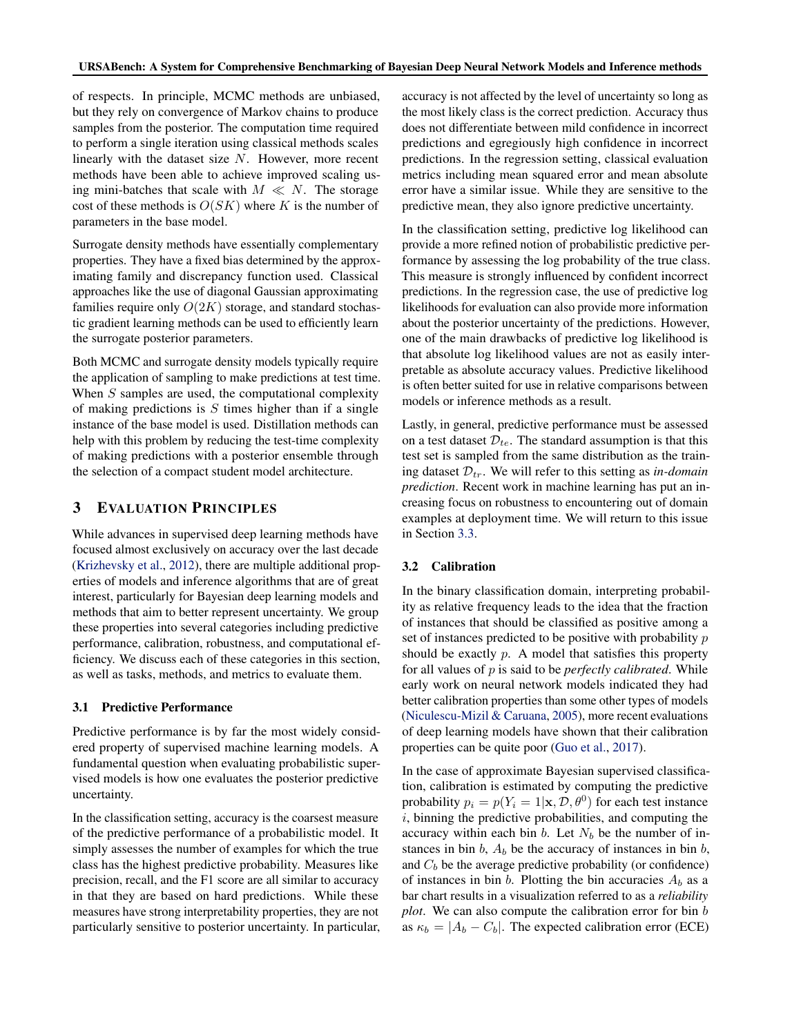of respects. In principle, MCMC methods are unbiased, but they rely on convergence of Markov chains to produce samples from the posterior. The computation time required to perform a single iteration using classical methods scales linearly with the dataset size $N$. However, more recent methods have been able to achieve improved scaling using mini-batches that scale with $M \ll N$. The storage cost of these methods is $O(SK)$ where $K$ is the number of parameters in the base model.

Surrogate density methods have essentially complementary properties. They have a fixed bias determined by the approximating family and discrepancy function used. Classical approaches like the use of diagonal Gaussian approximating families require only $O(2K)$ storage, and standard stochastic gradient learning methods can be used to efficiently learn the surrogate posterior parameters.

Both MCMC and surrogate density models typically require the application of sampling to make predictions at test time. When $S$ samples are used, the computational complexity of making predictions is $S$ times higher than if a single instance of the base model is used. Distillation methods can help with this problem by reducing the test-time complexity of making predictions with a posterior ensemble through the selection of a compact student model architecture.

## 3 Evaluation Principles

While advances in supervised deep learning methods have focused almost exclusively on accuracy over the last decade (Krizhevsky et al., 2012), there are multiple additional properties of models and inference algorithms that are of great interest, particularly for Bayesian deep learning models and methods that aim to better represent uncertainty. We group these properties into several categories including predictive performance, calibration, robustness, and computational efficiency. We discuss each of these categories in this section, as well as tasks, methods, and metrics to evaluate them.

### 3.1 Predictive Performance

Predictive performance is by far the most widely considered property of supervised machine learning models. A fundamental question when evaluating probabilistic supervised models is how one evaluates the posterior predictive uncertainty.

In the classification setting, accuracy is the coarsest measure of the predictive performance of a probabilistic model. It simply assesses the number of examples for which the true class has the highest predictive probability. Measures like precision, recall, and the F1 score are all similar to accuracy in that they are based on hard predictions. While these measures have strong interpretability properties, they are not particularly sensitive to posterior uncertainty. In particular, accuracy is not affected by the level of uncertainty so long as the most likely class is the correct prediction. Accuracy thus does not differentiate between mild confidence in incorrect predictions and egregiously high confidence in incorrect predictions. In the regression setting, classical evaluation metrics including mean squared error and mean absolute error have a similar issue. While they are sensitive to the predictive mean, they also ignore predictive uncertainty.

In the classification setting, predictive log likelihood can provide a more refined notion of probabilistic predictive performance by assessing the log probability of the true class. This measure is strongly influenced by confident incorrect predictions. In the regression case, the use of predictive log likelihoods for evaluation can also provide more information about the posterior uncertainty of the predictions. However, one of the main drawbacks of predictive log likelihood is that absolute log likelihood values are not as easily interpretable as absolute accuracy values. Predictive likelihood is often better suited for use in relative comparisons between models or inference methods as a result.

Lastly, in general, predictive performance must be assessed on a test dataset $\mathcal{D}_{te}$. The standard assumption is that this test set is sampled from the same distribution as the training dataset $\mathcal{D}_{tr}$. We will refer to this setting as *in-domain prediction*. Recent work in machine learning has put an increasing focus on robustness to encountering out of domain examples at deployment time. We will return to this issue in Section 3.3.

### 3.2 Calibration

In the binary classification domain, interpreting probability as relative frequency leads to the idea that the fraction of instances that should be classified as positive among a set of instances predicted to be positive with probability $p$ should be exactly $p$. A model that satisfies this property for all values of $p$ is said to be *perfectly calibrated*. While early work on neural network models indicated they had better calibration properties than some other types of models (Niculescu-Mizil & Caruana, 2005), more recent evaluations of deep learning models have shown that their calibration properties can be quite poor (Guo et al., 2017).

In the case of approximate Bayesian supervised classification, calibration is estimated by computing the predictive probability $p_i = p(Y_i = 1|\mathbf{x}, \mathcal{D}, \theta^0)$ for each test instance $i$, binning the predictive probabilities, and computing the accuracy within each bin $b$. Let $N_b$ be the number of instances in bin $b$, $A_b$ be the accuracy of instances in bin $b$, and $C_b$ be the average predictive probability (or confidence) of instances in bin $b$. Plotting the bin accuracies $A_b$ as a bar chart results in a visualization referred to as a *reliability plot*. We can also compute the calibration error for bin $b$ as $\kappa_b = |A_b - C_b|$. The expected calibration error (ECE)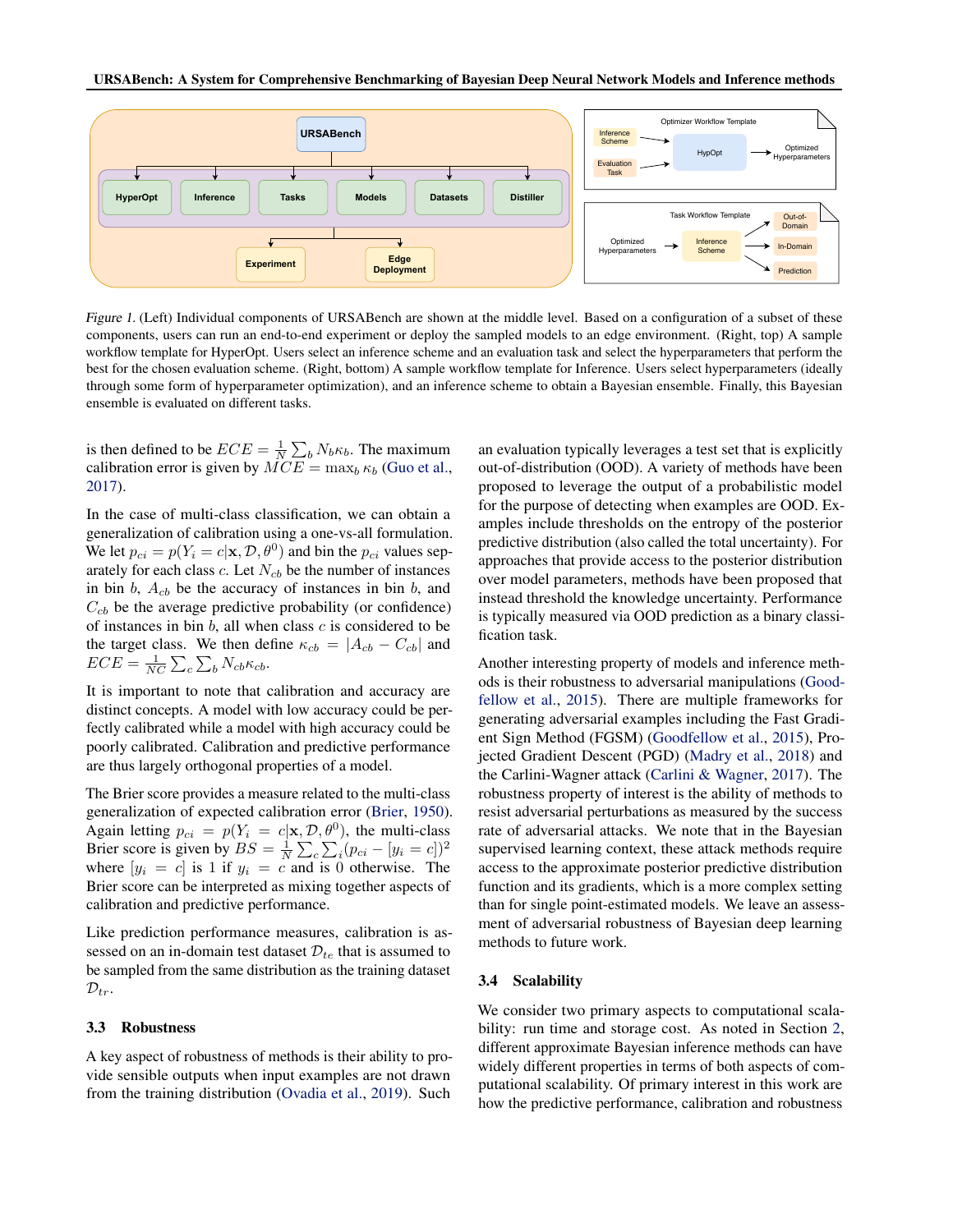*Figure 1.* (Left) Individual components of URSABench are shown at the middle level. Based on a configuration of a subset of these components, users can run an end-to-end experiment or deploy the sampled models to an edge environment. (Right, top) A sample workflow template for HypOpt. Users select an inference scheme and an evaluation task and select the hyperparameters that perform the best for the chosen evaluation scheme. (Right, bottom) A sample workflow template for Inference. Users select hyperparameters (ideally through some form of hyperparameter optimization), and an inference scheme to obtain a Bayesian ensemble. Finally, this Bayesian ensemble is evaluated on different tasks.

is then defined to be $ECE = \frac{1}{N}\sum_b N_b \kappa_b$. The maximum calibration error is given by $MCE = \max_b \kappa_b$ (Guo et al., 2017).

In the case of multi-class classification, we can obtain a generalization of calibration using a one-vs-all formulation. We let $p_{ci} = p(Y_i = c|\mathbf{x}, \mathcal{D}, \theta^0)$ and bin the $p_{ci}$ values separately for each class $c$. Let $N_{cb}$ be the number of instances in bin $b$, $A_{cb}$ be the accuracy of instances in bin $b$, and $C_{cb}$ be the average predictive probability (or confidence) of instances in bin $b$, all when class $c$ is considered to be the target class. We then define $\kappa_{cb} = |A_{cb} - C_{cb}|$ and $ECE = \frac{1}{NC}\sum_c \sum_b N_{cb}\kappa_{cb}$.

It is important to note that calibration and accuracy are distinct concepts. A model with low accuracy could be perfectly calibrated while a model with high accuracy could be poorly calibrated. Calibration and predictive performance are thus largely orthogonal properties of a model.

The Brier score provides a measure related to the multi-class generalization of expected calibration error (Brier, 1950). Again letting $p_{ci} = p(Y_i = c|\mathbf{x}, \mathcal{D}, \theta^0)$, the multi-class Brier score is given by $BS = \frac{1}{N}\sum_c \sum_i (p_{ci} - [y_i = c])^2$ where $[y_i = c]$ is 1 if $y_i = c$ and is 0 otherwise. The Brier score can be interpreted as mixing together aspects of calibration and predictive performance.

Like prediction performance measures, calibration is assessed on an in-domain test dataset $\mathcal{D}_{te}$ that is assumed to be sampled from the same distribution as the training dataset $\mathcal{D}_{tr}$.

### 3.3 Robustness

A key aspect of robustness of methods is their ability to provide sensible outputs when input examples are not drawn from the training distribution (Ovadia et al., 2019). Such an evaluation typically leverages a test set that is explicitly out-of-distribution (OOD). A variety of methods have been proposed to leverage the output of a probabilistic model for the purpose of detecting when examples are OOD. Examples include thresholds on the entropy of the posterior predictive distribution (also called the total uncertainty). For approaches that provide access to the posterior distribution over model parameters, methods have been proposed that instead threshold the knowledge uncertainty. Performance is typically measured via OOD prediction as a binary classification task.

Another interesting property of models and inference methods is their robustness to adversarial manipulations (Goodfellow et al., 2015). There are multiple frameworks for generating adversarial examples including the Fast Gradient Sign Method (FGSM) (Goodfellow et al., 2015), Projected Gradient Descent (PGD) (Madry et al., 2018) and the Carlini-Wagner attack (Carlini & Wagner, 2017). The robustness property of interest is the ability of methods to resist adversarial perturbations as measured by the success rate of adversarial attacks. We note that in the Bayesian supervised learning context, these attack methods require access to the approximate posterior predictive distribution function and its gradients, which is a more complex setting than for single point-estimated models. We leave an assessment of adversarial robustness of Bayesian deep learning methods to future work.

### 3.4 Scalability

We consider two primary aspects to computational scalability: run time and storage cost. As noted in Section 2, different approximate Bayesian inference methods can have widely different properties in terms of both aspects of computational scalability. Of primary interest in this work are how the predictive performance, calibration and robustness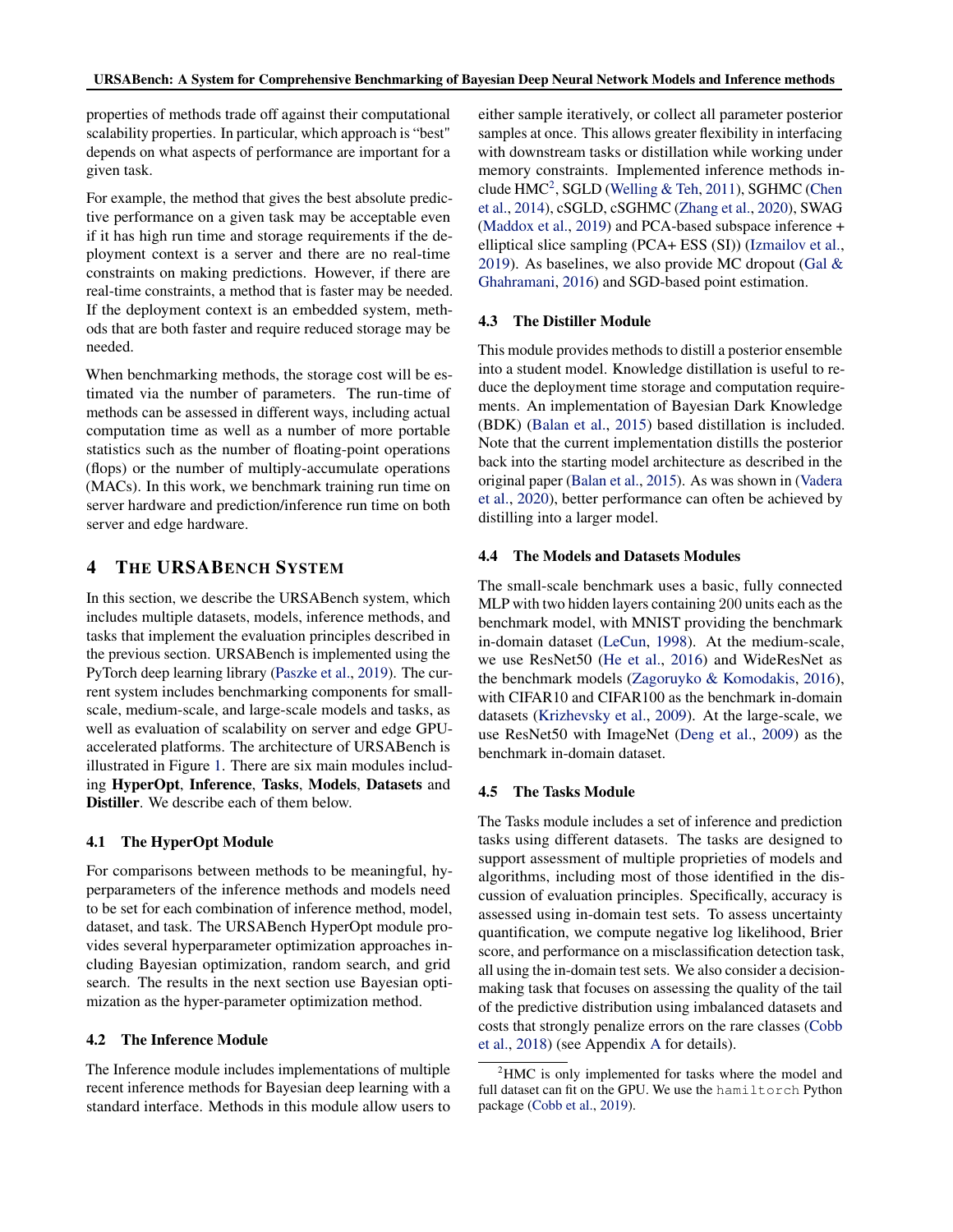properties of methods trade off against their computational scalability properties. In particular, which approach is "best" depends on what aspects of performance are important for a given task.

For example, the method that gives the best absolute predictive performance on a given task may be acceptable even if it has high run time and storage requirements if the deployment context is a server and there are no real-time constraints on making predictions. However, if there are real-time constraints, a method that is faster may be needed. If the deployment context is an embedded system, methods that are both faster and require reduced storage may be needed.

When benchmarking methods, the storage cost will be estimated via the number of parameters. The run-time of methods can be assessed in different ways, including actual computation time as well as a number of more portable statistics such as the number of floating-point operations (flops) or the number of multiply-accumulate operations (MACs). In this work, we benchmark training run time on server hardware and prediction/inference run time on both server and edge hardware.

## 4 The URSABench System

In this section, we describe the URSABench system, which includes multiple datasets, models, inference methods, and tasks that implement the evaluation principles described in the previous section. URSABench is implemented using the PyTorch deep learning library (Paszke et al., 2019). The current system includes benchmarking components for small-scale, medium-scale, and large-scale models and tasks, as well as evaluation of scalability on server and edge GPU-accelerated platforms. The architecture of URSABench is illustrated in Figure 1. There are six main modules including **HyperOpt**, **Inference**, **Tasks**, **Models**, **Datasets** and **Distiller**. We describe each of them below.

### 4.1 The HyperOpt Module

For comparisons between methods to be meaningful, hyperparameters of the inference methods and models need to be set for each combination of inference method, model, dataset, and task. The URSABench HyperOpt module provides several hyperparameter optimization approaches including Bayesian optimization, random search, and grid search. The results in the next section use Bayesian optimization as the hyper-parameter optimization method.

### 4.2 The Inference Module

The Inference module includes implementations of multiple recent inference methods for Bayesian deep learning with a standard interface. Methods in this module allow users to either sample iteratively, or collect all parameter posterior samples at once. This allows greater flexibility in interfacing with downstream tasks or distillation while working under memory constraints. Implemented inference methods include HMC[2], SGLD (Welling & Teh, 2011), SGHMC (Chen et al., 2014), cSGLD, cSGHMC (Zhang et al., 2020), SWAG (Maddox et al., 2019) and PCA-based subspace inference + elliptical slice sampling (PCA+ ESS (SI)) (Izmailov et al., 2019). As baselines, we also provide MC dropout (Gal & Ghahramani, 2016) and SGD-based point estimation.

### 4.3 The Distiller Module

This module provides methods to distill a posterior ensemble into a student model. Knowledge distillation is useful to reduce the deployment time storage and computation requirements. An implementation of Bayesian Dark Knowledge (BDK) (Balan et al., 2015) based distillation is included. Note that the current implementation distills the posterior back into the starting model architecture as described in the original paper (Balan et al., 2015). As was shown in (Vadera et al., 2020), better performance can often be achieved by distilling into a larger model.

### 4.4 The Models and Datasets Modules

The small-scale benchmark uses a basic, fully connected MLP with two hidden layers containing 200 units each as the benchmark model, with MNIST providing the benchmark in-domain dataset (LeCun, 1998). At the medium-scale, we use ResNet50 (He et al., 2016) and WideResNet as the benchmark models (Zagoruyko & Komodakis, 2016), with CIFAR10 and CIFAR100 as the benchmark in-domain datasets (Krizhevsky et al., 2009). At the large-scale, we use ResNet50 with ImageNet (Deng et al., 2009) as the benchmark in-domain dataset.

### 4.5 The Tasks Module

The Tasks module includes a set of inference and prediction tasks using different datasets. The tasks are designed to support assessment of multiple proprieties of models and algorithms, including most of those identified in the discussion of evaluation principles. Specifically, accuracy is assessed using in-domain test sets. To assess uncertainty quantification, we compute negative log likelihood, Brier score, and performance on a misclassification detection task, all using the in-domain test sets. We also consider a decision-making task that focuses on assessing the quality of the tail of the predictive distribution using imbalanced datasets and costs that strongly penalize errors on the rare classes (Cobb et al., 2018) (see Appendix A for details).

[2]HMC is only implemented for tasks where the model and full dataset can fit on the GPU. We use the `hamiltorch` Python package (Cobb et al., 2019).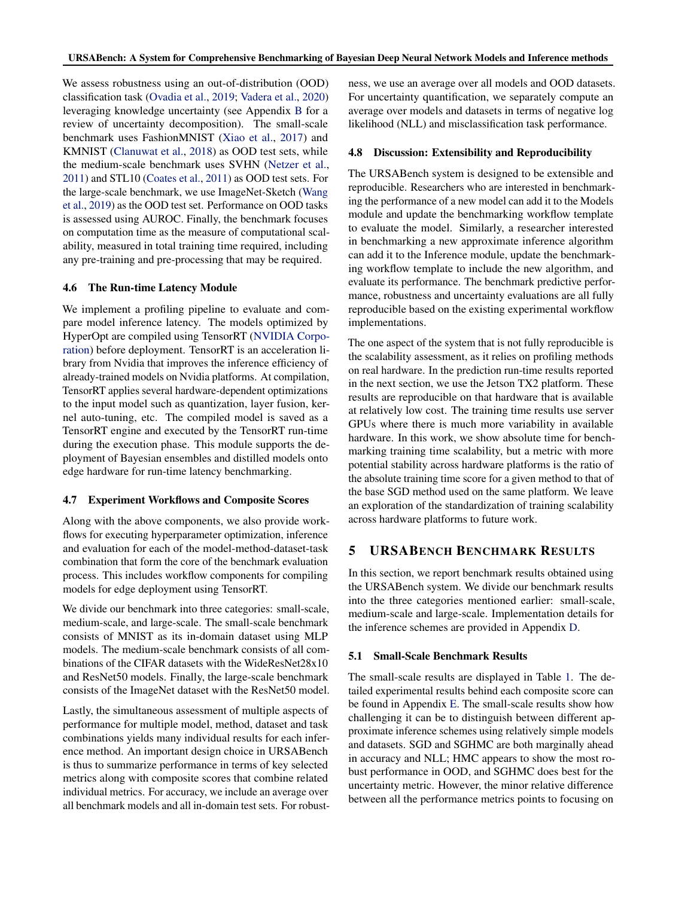We assess robustness using an out-of-distribution (OOD) classification task (Ovadia et al., 2019; Vadera et al., 2020) leveraging knowledge uncertainty (see Appendix B for a review of uncertainty decomposition). The small-scale benchmark uses FashionMNIST (Xiao et al., 2017) and KMNIST (Clanuwat et al., 2018) as OOD test sets, while the medium-scale benchmark uses SVHN (Netzer et al., 2011) and STL10 (Coates et al., 2011) as OOD test sets. For the large-scale benchmark, we use ImageNet-Sketch (Wang et al., 2019) as the OOD test set. Performance on OOD tasks is assessed using AUROC. Finally, the benchmark focuses on computation time as the measure of computational scalability, measured in total training time required, including any pre-training and pre-processing that may be required.

### 4.6 The Run-time Latency Module

We implement a profiling pipeline to evaluate and compare model inference latency. The models optimized by HyperOpt are compiled using TensorRT (NVIDIA Corporation) before deployment. TensorRT is an acceleration library from Nvidia that improves the inference efficiency of already-trained models on Nvidia platforms. At compilation, TensorRT applies several hardware-dependent optimizations to the input model such as quantization, layer fusion, kernel auto-tuning, etc. The compiled model is saved as a TensorRT engine and executed by the TensorRT run-time during the execution phase. This module supports the deployment of Bayesian ensembles and distilled models onto edge hardware for run-time latency benchmarking.

### 4.7 Experiment Workflows and Composite Scores

Along with the above components, we also provide workflows for executing hyperparameter optimization, inference and evaluation for each of the model-method-dataset-task combination that form the core of the benchmark evaluation process. This includes workflow components for compiling models for edge deployment using TensorRT.

We divide our benchmark into three categories: small-scale, medium-scale, and large-scale. The small-scale benchmark consists of MNIST as its in-domain dataset using MLP models. The medium-scale benchmark consists of all combinations of the CIFAR datasets with the WideResNet28x10 and ResNet50 models. Finally, the large-scale benchmark consists of the ImageNet dataset with the ResNet50 model.

Lastly, the simultaneous assessment of multiple aspects of performance for multiple model, method, dataset and task combinations yields many individual results for each inference method. An important design choice in URSABench is thus to summarize performance in terms of key selected metrics along with composite scores that combine related individual metrics. For accuracy, we include an average over all benchmark models and all in-domain test sets. For robustness, we use an average over all models and OOD datasets. For uncertainty quantification, we separately compute an average over models and datasets in terms of negative log likelihood (NLL) and misclassification task performance.

### 4.8 Discussion: Extensibility and Reproducibility

The URSABench system is designed to be extensible and reproducible. Researchers who are interested in benchmarking the performance of a new model can add it to the Models module and update the benchmarking workflow template to evaluate the model. Similarly, a researcher interested in benchmarking a new approximate inference algorithm can add it to the Inference module, update the benchmarking workflow template to include the new algorithm, and evaluate its performance. The benchmark predictive performance, robustness and uncertainty evaluations are all fully reproducible based on the existing experimental workflow implementations.

The one aspect of the system that is not fully reproducible is the scalability assessment, as it relies on profiling methods on real hardware. In the prediction run-time results reported in the next section, we use the Jetson TX2 platform. These results are reproducible on that hardware that is available at relatively low cost. The training time results use server GPUs where there is much more variability in available hardware. In this work, we show absolute time for benchmarking training time scalability, but a metric with more potential stability across hardware platforms is the ratio of the absolute training time score for a given method to that of the base SGD method used on the same platform. We leave an exploration of the standardization of training scalability across hardware platforms to future work.

## 5 URSABench Benchmark Results

In this section, we report benchmark results obtained using the URSABench system. We divide our benchmark results into the three categories mentioned earlier: small-scale, medium-scale and large-scale. Implementation details for the inference schemes are provided in Appendix D.

### 5.1 Small-Scale Benchmark Results

The small-scale results are displayed in Table 1. The detailed experimental results behind each composite score can be found in Appendix E. The small-scale results show how challenging it can be to distinguish between different approximate inference schemes using relatively simple models and datasets. SGD and SGHMC are both marginally ahead in accuracy and NLL; HMC appears to show the most robust performance in OOD, and SGHMC does best for the uncertainty metric. However, the minor relative difference between all the performance metrics points to focusing on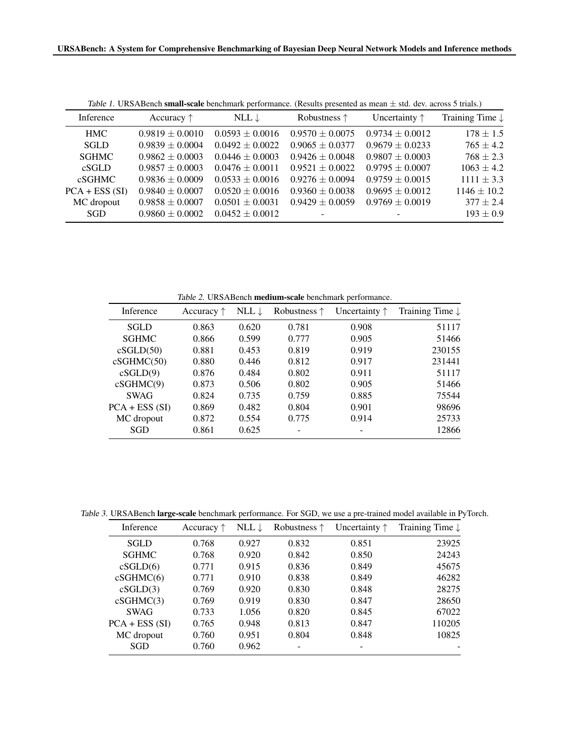*Table 1.* URSABench **small-scale** benchmark performance. (Results presented as mean $\pm$ std. dev. across 5 trials.)

| Inference | Accuracy ↑ | NLL ↓ | Robustness ↑ | Uncertainty ↑ | Training Time ↓ |
|---|---|---|---|---|---|
| HMC | $0.9819 \pm 0.0010$ | $0.0593 \pm 0.0016$ | $0.9570 \pm 0.0075$ | $0.9734 \pm 0.0012$ | $178 \pm 1.5$ |
| SGLD | $0.9839 \pm 0.0004$ | $0.0492 \pm 0.0022$ | $0.9065 \pm 0.0377$ | $0.9679 \pm 0.0233$ | $765 \pm 4.2$ |
| SGHMC | $0.9862 \pm 0.0003$ | $0.0446 \pm 0.0003$ | $0.9426 \pm 0.0048$ | $0.9807 \pm 0.0003$ | $768 \pm 2.3$ |
| cSGLD | $0.9857 \pm 0.0003$ | $0.0476 \pm 0.0011$ | $0.9521 \pm 0.0022$ | $0.9795 \pm 0.0007$ | $1063 \pm 4.2$ |
| cSGHMC | $0.9836 \pm 0.0009$ | $0.0533 \pm 0.0016$ | $0.9276 \pm 0.0094$ | $0.9759 \pm 0.0015$ | $1111 \pm 3.3$ |
| PCA + ESS (SI) | $0.9840 \pm 0.0007$ | $0.0520 \pm 0.0016$ | $0.9360 \pm 0.0038$ | $0.9695 \pm 0.0012$ | $1146 \pm 10.2$ |
| MC dropout | $0.9858 \pm 0.0007$ | $0.0501 \pm 0.0031$ | $0.9429 \pm 0.0059$ | $0.9769 \pm 0.0019$ | $377 \pm 2.4$ |
| SGD | $0.9860 \pm 0.0002$ | $0.0452 \pm 0.0012$ | - | - | $193 \pm 0.9$ |

*Table 2.* URSABench **medium-scale** benchmark performance.

| Inference | Accuracy ↑ | NLL ↓ | Robustness ↑ | Uncertainty ↑ | Training Time ↓ |
|---|---|---|---|---|---|
| SGLD | 0.863 | 0.620 | 0.781 | 0.908 | 51117 |
| SGHMC | 0.866 | 0.599 | 0.777 | 0.905 | 51466 |
| cSGLD(50) | 0.881 | 0.453 | 0.819 | 0.919 | 230155 |
| cSGHMC(50) | 0.880 | 0.446 | 0.812 | 0.917 | 231441 |
| cSGLD(9) | 0.876 | 0.484 | 0.802 | 0.911 | 51117 |
| cSGHMC(9) | 0.873 | 0.506 | 0.802 | 0.905 | 51466 |
| SWAG | 0.824 | 0.735 | 0.759 | 0.885 | 75544 |
| PCA + ESS (SI) | 0.869 | 0.482 | 0.804 | 0.901 | 98696 |
| MC dropout | 0.872 | 0.554 | 0.775 | 0.914 | 25733 |
| SGD | 0.861 | 0.625 | - | - | 12866 |

*Table 3.* URSABench **large-scale** benchmark performance. For SGD, we use a pre-trained model available in PyTorch.

| Inference | Accuracy ↑ | NLL ↓ | Robustness ↑ | Uncertainty ↑ | Training Time ↓ |
|---|---|---|---|---|---|
| SGLD | 0.768 | 0.927 | 0.832 | 0.851 | 23925 |
| SGHMC | 0.768 | 0.920 | 0.842 | 0.850 | 24243 |
| cSGLD(6) | 0.771 | 0.915 | 0.836 | 0.849 | 45675 |
| cSGHMC(6) | 0.771 | 0.910 | 0.838 | 0.849 | 46282 |
| cSGLD(3) | 0.769 | 0.920 | 0.830 | 0.848 | 28275 |
| cSGHMC(3) | 0.769 | 0.919 | 0.830 | 0.847 | 28650 |
| SWAG | 0.733 | 1.056 | 0.820 | 0.845 | 67022 |
| PCA + ESS (SI) | 0.765 | 0.948 | 0.813 | 0.847 | 110205 |
| MC dropout | 0.760 | 0.951 | 0.804 | 0.848 | 10825 |
| SGD | 0.760 | 0.962 | - | - | - |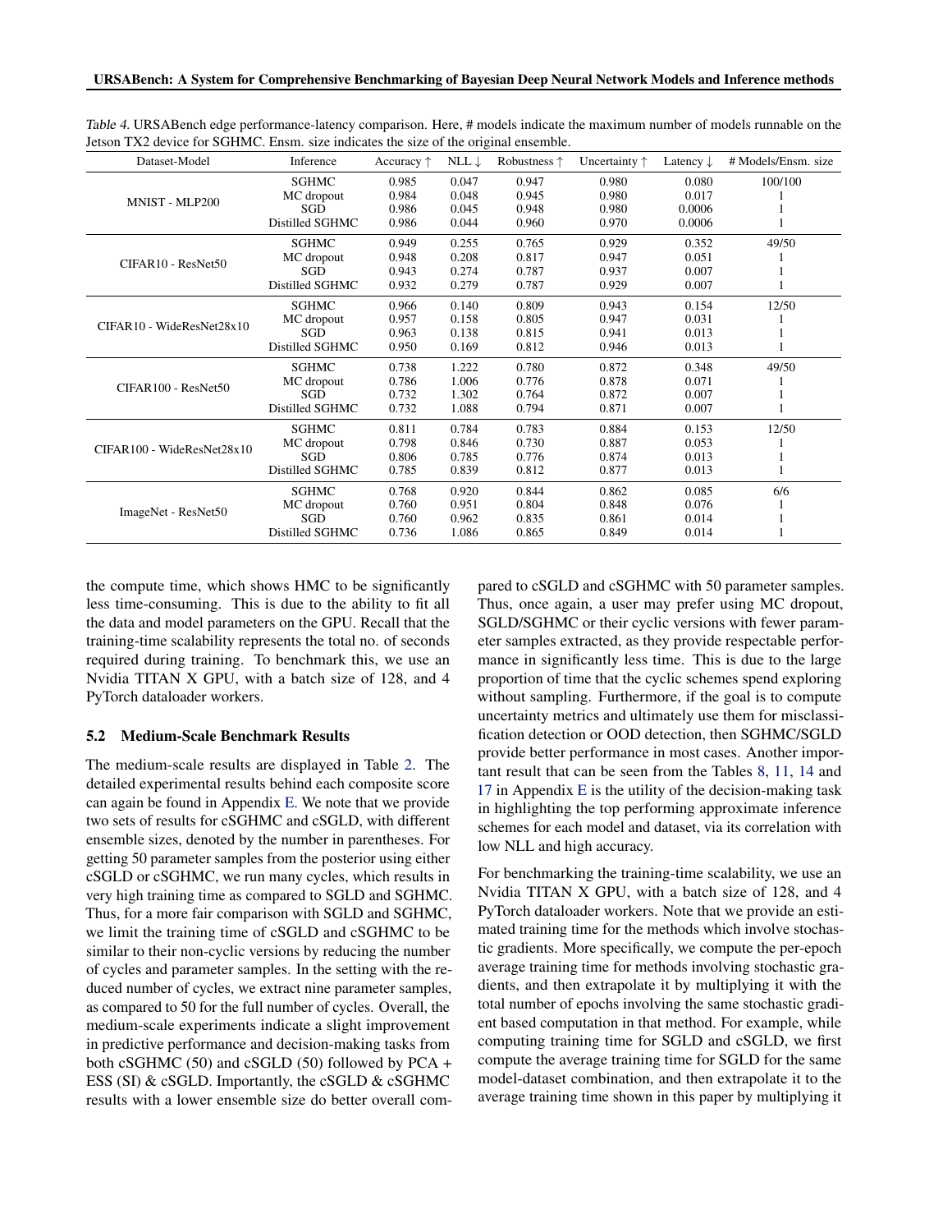Table 4. URSABench edge performance-latency comparison. Here, # models indicate the maximum number of models runnable on the Jetson TX2 device for SGHMC. Ensm. size indicates the size of the original ensemble.

| Dataset-Model | Inference | Accuracy ↑ | NLL ↓ | Robustness ↑ | Uncertainty ↑ | Latency ↓ | # Models/Ensm. size |
|---|---|---|---|---|---|---|---|
| MNIST - MLP200 | SGHMC | 0.985 | 0.047 | 0.947 | 0.980 | 0.080 | 100/100 |
| | MC dropout | 0.984 | 0.048 | 0.945 | 0.980 | 0.017 | 1 |
| | SGD | 0.986 | 0.045 | 0.948 | 0.980 | 0.0006 | 1 |
| | Distilled SGHMC | 0.986 | 0.044 | 0.960 | 0.970 | 0.0006 | 1 |
| CIFAR10 - ResNet50 | SGHMC | 0.949 | 0.255 | 0.765 | 0.929 | 0.352 | 49/50 |
| | MC dropout | 0.948 | 0.208 | 0.817 | 0.947 | 0.051 | 1 |
| | SGD | 0.943 | 0.274 | 0.787 | 0.937 | 0.007 | 1 |
| | Distilled SGHMC | 0.932 | 0.279 | 0.787 | 0.929 | 0.007 | 1 |
| CIFAR10 - WideResNet28x10 | SGHMC | 0.966 | 0.140 | 0.809 | 0.943 | 0.154 | 12/50 |
| | MC dropout | 0.957 | 0.158 | 0.805 | 0.947 | 0.031 | 1 |
| | SGD | 0.963 | 0.138 | 0.815 | 0.941 | 0.013 | 1 |
| | Distilled SGHMC | 0.950 | 0.169 | 0.812 | 0.946 | 0.013 | 1 |
| CIFAR100 - ResNet50 | SGHMC | 0.738 | 1.222 | 0.780 | 0.872 | 0.348 | 49/50 |
| | MC dropout | 0.786 | 1.006 | 0.776 | 0.878 | 0.071 | 1 |
| | SGD | 0.732 | 1.302 | 0.764 | 0.872 | 0.007 | 1 |
| | Distilled SGHMC | 0.732 | 1.088 | 0.794 | 0.871 | 0.007 | 1 |
| CIFAR100 - WideResNet28x10 | SGHMC | 0.811 | 0.784 | 0.783 | 0.884 | 0.153 | 12/50 |
| | MC dropout | 0.798 | 0.846 | 0.730 | 0.887 | 0.053 | 1 |
| | SGD | 0.806 | 0.785 | 0.776 | 0.874 | 0.013 | 1 |
| | Distilled SGHMC | 0.785 | 0.839 | 0.812 | 0.877 | 0.013 | 1 |
| ImageNet - ResNet50 | SGHMC | 0.768 | 0.920 | 0.844 | 0.862 | 0.085 | 6/6 |
| | MC dropout | 0.760 | 0.951 | 0.804 | 0.848 | 0.076 | 1 |
| | SGD | 0.760 | 0.962 | 0.835 | 0.861 | 0.014 | 1 |
| | Distilled SGHMC | 0.736 | 1.086 | 0.865 | 0.849 | 0.014 | 1 |

the compute time, which shows HMC to be significantly less time-consuming. This is due to the ability to fit all the data and model parameters on the GPU. Recall that the training-time scalability represents the total no. of seconds required during training. To benchmark this, we use an Nvidia TITAN X GPU, with a batch size of 128, and 4 PyTorch dataloader workers.

### 5.2 Medium-Scale Benchmark Results

The medium-scale results are displayed in Table 2. The detailed experimental results behind each composite score can again be found in Appendix E. We note that we provide two sets of results for cSGHMC and cSGLD, with different ensemble sizes, denoted by the number in parentheses. For getting 50 parameter samples from the posterior using either cSGLD or cSGHMC, we run many cycles, which results in very high training time as compared to SGLD and SGHMC. Thus, for a more fair comparison with SGLD and SGHMC, we limit the training time of cSGLD and cSGHMC to be similar to their non-cyclic versions by reducing the number of cycles and parameter samples. In the setting with the reduced number of cycles, we extract nine parameter samples, as compared to 50 for the full number of cycles. Overall, the medium-scale experiments indicate a slight improvement in predictive performance and decision-making tasks from both cSGHMC (50) and cSGLD (50) followed by PCA + ESS (SI) & cSGLD. Importantly, the cSGLD & cSGHMC results with a lower ensemble size do better overall compared to cSGLD and cSGHMC with 50 parameter samples. Thus, once again, a user may prefer using MC dropout, SGLD/SGHMC or their cyclic versions with fewer parameter samples extracted, as they provide respectable performance in significantly less time. This is due to the large proportion of time that the cyclic schemes spend exploring without sampling. Furthermore, if the goal is to compute uncertainty metrics and ultimately use them for misclassification detection or OOD detection, then SGHMC/SGLD provide better performance in most cases. Another important result that can be seen from the Tables 8, 11, 14 and 17 in Appendix E is the utility of the decision-making task in highlighting the top performing approximate inference schemes for each model and dataset, via its correlation with low NLL and high accuracy.

For benchmarking the training-time scalability, we use an Nvidia TITAN X GPU, with a batch size of 128, and 4 PyTorch dataloader workers. Note that we provide an estimated training time for the methods which involve stochastic gradients. More specifically, we compute the per-epoch average training time for methods involving stochastic gradients, and then extrapolate it by multiplying it with the total number of epochs involving the same stochastic gradient based computation in that method. For example, while computing training time for SGLD and cSGLD, we first compute the average training time for SGLD for the same model-dataset combination, and then extrapolate it to the average training time shown in this paper by multiplying it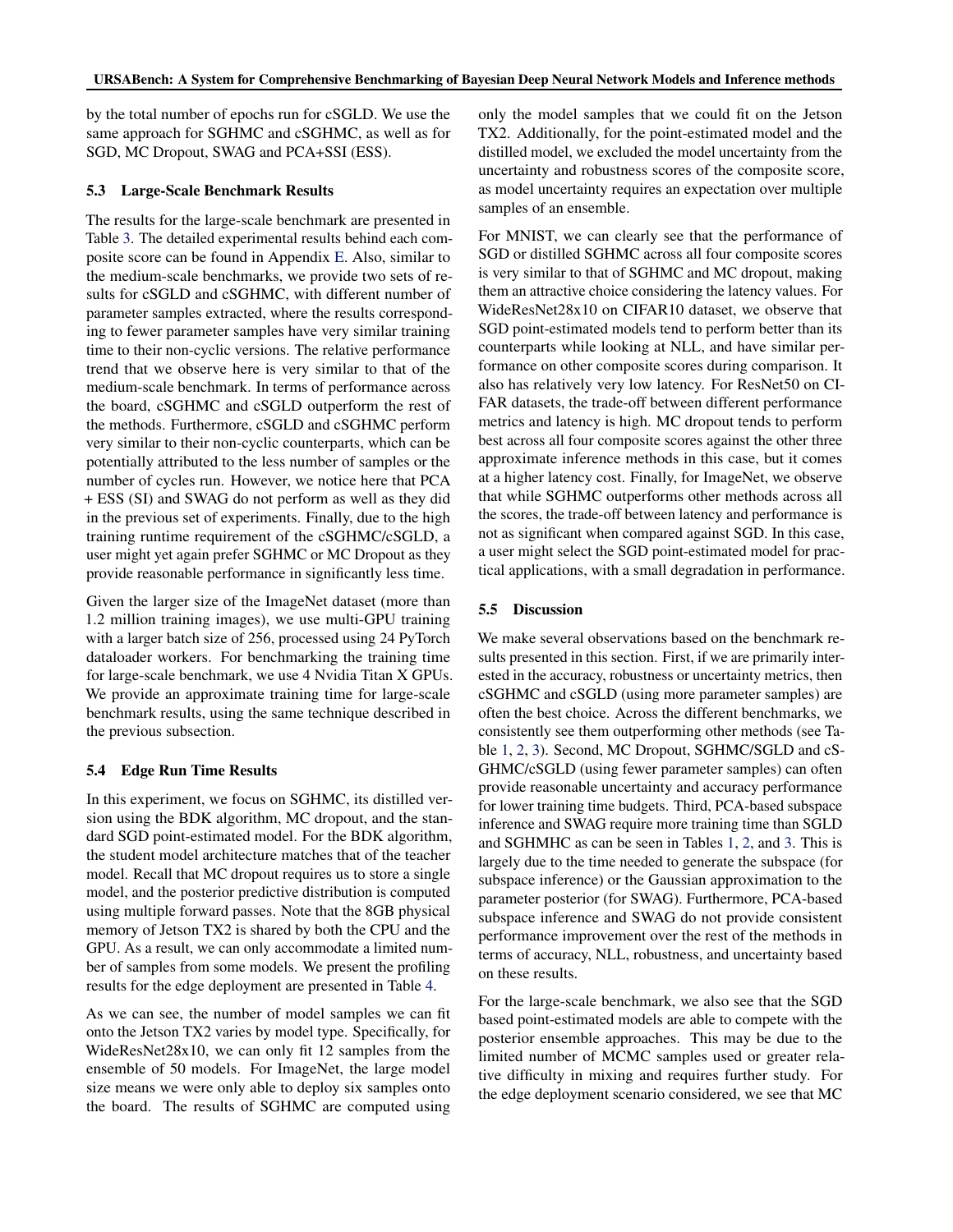by the total number of epochs run for cSGLD. We use the same approach for SGHMC and cSGHMC, as well as for SGD, MC Dropout, SWAG and PCA+SSI (ESS).

### 5.3 Large-Scale Benchmark Results

The results for the large-scale benchmark are presented in Table 3. The detailed experimental results behind each composite score can be found in Appendix E. Also, similar to the medium-scale benchmarks, we provide two sets of results for cSGLD and cSGHMC, with different number of parameter samples extracted, where the results corresponding to fewer parameter samples have very similar training time to their non-cyclic versions. The relative performance trend that we observe here is very similar to that of the medium-scale benchmark. In terms of performance across the board, cSGHMC and cSGLD outperform the rest of the methods. Furthermore, cSGLD and cSGHMC perform very similar to their non-cyclic counterparts, which can be potentially attributed to the less number of samples or the number of cycles run. However, we notice here that PCA + ESS (SI) and SWAG do not perform as well as they did in the previous set of experiments. Finally, due to the high training runtime requirement of the cSGHMC/cSGLD, a user might yet again prefer SGHMC or MC Dropout as they provide reasonable performance in significantly less time.

Given the larger size of the ImageNet dataset (more than 1.2 million training images), we use multi-GPU training with a larger batch size of 256, processed using 24 PyTorch dataloader workers. For benchmarking the training time for large-scale benchmark, we use 4 Nvidia Titan X GPUs. We provide an approximate training time for large-scale benchmark results, using the same technique described in the previous subsection.

### 5.4 Edge Run Time Results

In this experiment, we focus on SGHMC, its distilled version using the BDK algorithm, MC dropout, and the standard SGD point-estimated model. For the BDK algorithm, the student model architecture matches that of the teacher model. Recall that MC dropout requires us to store a single model, and the posterior predictive distribution is computed using multiple forward passes. Note that the 8GB physical memory of Jetson TX2 is shared by both the CPU and the GPU. As a result, we can only accommodate a limited number of samples from some models. We present the profiling results for the edge deployment are presented in Table 4.

As we can see, the number of model samples we can fit onto the Jetson TX2 varies by model type. Specifically, for WideResNet28x10, we can only fit 12 samples from the ensemble of 50 models. For ImageNet, the large model size means we were only able to deploy six samples onto the board. The results of SGHMC are computed using only the model samples that we could fit on the Jetson TX2. Additionally, for the point-estimated model and the distilled model, we excluded the model uncertainty from the uncertainty and robustness scores of the composite score, as model uncertainty requires an expectation over multiple samples of an ensemble.

For MNIST, we can clearly see that the performance of SGD or distilled SGHMC across all four composite scores is very similar to that of SGHMC and MC dropout, making them an attractive choice considering the latency values. For WideResNet28x10 on CIFAR10 dataset, we observe that SGD point-estimated models tend to perform better than its counterparts while looking at NLL, and have similar performance on other composite scores during comparison. It also has relatively very low latency. For ResNet50 on CIFAR datasets, the trade-off between different performance metrics and latency is high. MC dropout tends to perform best across all four composite scores against the other three approximate inference methods in this case, but it comes at a higher latency cost. Finally, for ImageNet, we observe that while SGHMC outperforms other methods across all the scores, the trade-off between latency and performance is not as significant when compared against SGD. In this case, a user might select the SGD point-estimated model for practical applications, with a small degradation in performance.

### 5.5 Discussion

We make several observations based on the benchmark results presented in this section. First, if we are primarily interested in the accuracy, robustness or uncertainty metrics, then cSGHMC and cSGLD (using more parameter samples) are often the best choice. Across the different benchmarks, we consistently see them outperforming other methods (see Table 1, 2, 3). Second, MC Dropout, SGHMC/SGLD and cSGHMC/cSGLD (using fewer parameter samples) can often provide reasonable uncertainty and accuracy performance for lower training time budgets. Third, PCA-based subspace inference and SWAG require more training time than SGLD and SGHMHC as can be seen in Tables 1, 2, and 3. This is largely due to the time needed to generate the subspace (for subspace inference) or the Gaussian approximation to the parameter posterior (for SWAG). Furthermore, PCA-based subspace inference and SWAG do not provide consistent performance improvement over the rest of the methods in terms of accuracy, NLL, robustness, and uncertainty based on these results.

For the large-scale benchmark, we also see that the SGD based point-estimated models are able to compete with the posterior ensemble approaches. This may be due to the limited number of MCMC samples used or greater relative difficulty in mixing and requires further study. For the edge deployment scenario considered, we see that MC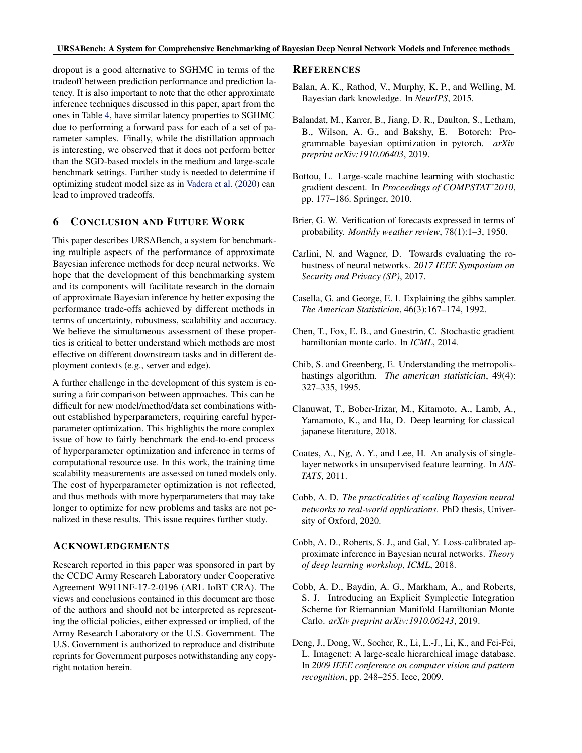dropout is a good alternative to SGHMC in terms of the tradeoff between prediction performance and prediction latency. It is also important to note that the other approximate inference techniques discussed in this paper, apart from the ones in Table 4, have similar latency properties to SGHMC due to performing a forward pass for each of a set of parameter samples. Finally, while the distillation approach is interesting, we observed that it does not perform better than the SGD-based models in the medium and large-scale benchmark settings. Further study is needed to determine if optimizing student model size as in Vadera et al. (2020) can lead to improved tradeoffs.

## 6 Conclusion and Future Work

This paper describes URSABench, a system for benchmarking multiple aspects of the performance of approximate Bayesian inference methods for deep neural networks. We hope that the development of this benchmarking system and its components will facilitate research in the domain of approximate Bayesian inference by better exposing the performance trade-offs achieved by different methods in terms of uncertainty, robustness, scalability and accuracy. We believe the simultaneous assessment of these properties is critical to better understand which methods are most effective on different downstream tasks and in different deployment contexts (e.g., server and edge).

A further challenge in the development of this system is ensuring a fair comparison between approaches. This can be difficult for new model/method/data set combinations without established hyperparameters, requiring careful hyperparameter optimization. This highlights the more complex issue of how to fairly benchmark the end-to-end process of hyperparameter optimization and inference in terms of computational resource use. In this work, the training time scalability measurements are assessed on tuned models only. The cost of hyperparameter optimization is not reflected, and thus methods with more hyperparameters that may take longer to optimize for new problems and tasks are not penalized in these results. This issue requires further study.

## Acknowledgements

Research reported in this paper was sponsored in part by the CCDC Army Research Laboratory under Cooperative Agreement W911NF-17-2-0196 (ARL IoBT CRA). The views and conclusions contained in this document are those of the authors and should not be interpreted as representing the official policies, either expressed or implied, of the Army Research Laboratory or the U.S. Government. The U.S. Government is authorized to reproduce and distribute reprints for Government purposes notwithstanding any copyright notation herein.

## References

Balan, A. K., Rathod, V., Murphy, K. P., and Welling, M. Bayesian dark knowledge. In *NeurIPS*, 2015.

Balandat, M., Karrer, B., Jiang, D. R., Daulton, S., Letham, B., Wilson, A. G., and Bakshy, E. Botorch: Programmable bayesian optimization in pytorch. *arXiv preprint arXiv:1910.06403*, 2019.

Bottou, L. Large-scale machine learning with stochastic gradient descent. In *Proceedings of COMPSTAT'2010*, pp. 177–186. Springer, 2010.

Brier, G. W. Verification of forecasts expressed in terms of probability. *Monthly weather review*, 78(1):1–3, 1950.

Carlini, N. and Wagner, D. Towards evaluating the robustness of neural networks. *2017 IEEE Symposium on Security and Privacy (SP)*, 2017.

Casella, G. and George, E. I. Explaining the gibbs sampler. *The American Statistician*, 46(3):167–174, 1992.

Chen, T., Fox, E. B., and Guestrin, C. Stochastic gradient hamiltonian monte carlo. In *ICML*, 2014.

Chib, S. and Greenberg, E. Understanding the metropolis-hastings algorithm. *The american statistician*, 49(4): 327–335, 1995.

Clanuwat, T., Bober-Irizar, M., Kitamoto, A., Lamb, A., Yamamoto, K., and Ha, D. Deep learning for classical japanese literature, 2018.

Coates, A., Ng, A. Y., and Lee, H. An analysis of single-layer networks in unsupervised feature learning. In *AISTATS*, 2011.

Cobb, A. D. *The practicalities of scaling Bayesian neural networks to real-world applications*. PhD thesis, University of Oxford, 2020.

Cobb, A. D., Roberts, S. J., and Gal, Y. Loss-calibrated approximate inference in Bayesian neural networks. *Theory of deep learning workshop, ICML*, 2018.

Cobb, A. D., Baydin, A. G., Markham, A., and Roberts, S. J. Introducing an Explicit Symplectic Integration Scheme for Riemannian Manifold Hamiltonian Monte Carlo. *arXiv preprint arXiv:1910.06243*, 2019.

Deng, J., Dong, W., Socher, R., Li, L.-J., Li, K., and Fei-Fei, L. Imagenet: A large-scale hierarchical image database. In *2009 IEEE conference on computer vision and pattern recognition*, pp. 248–255. Ieee, 2009.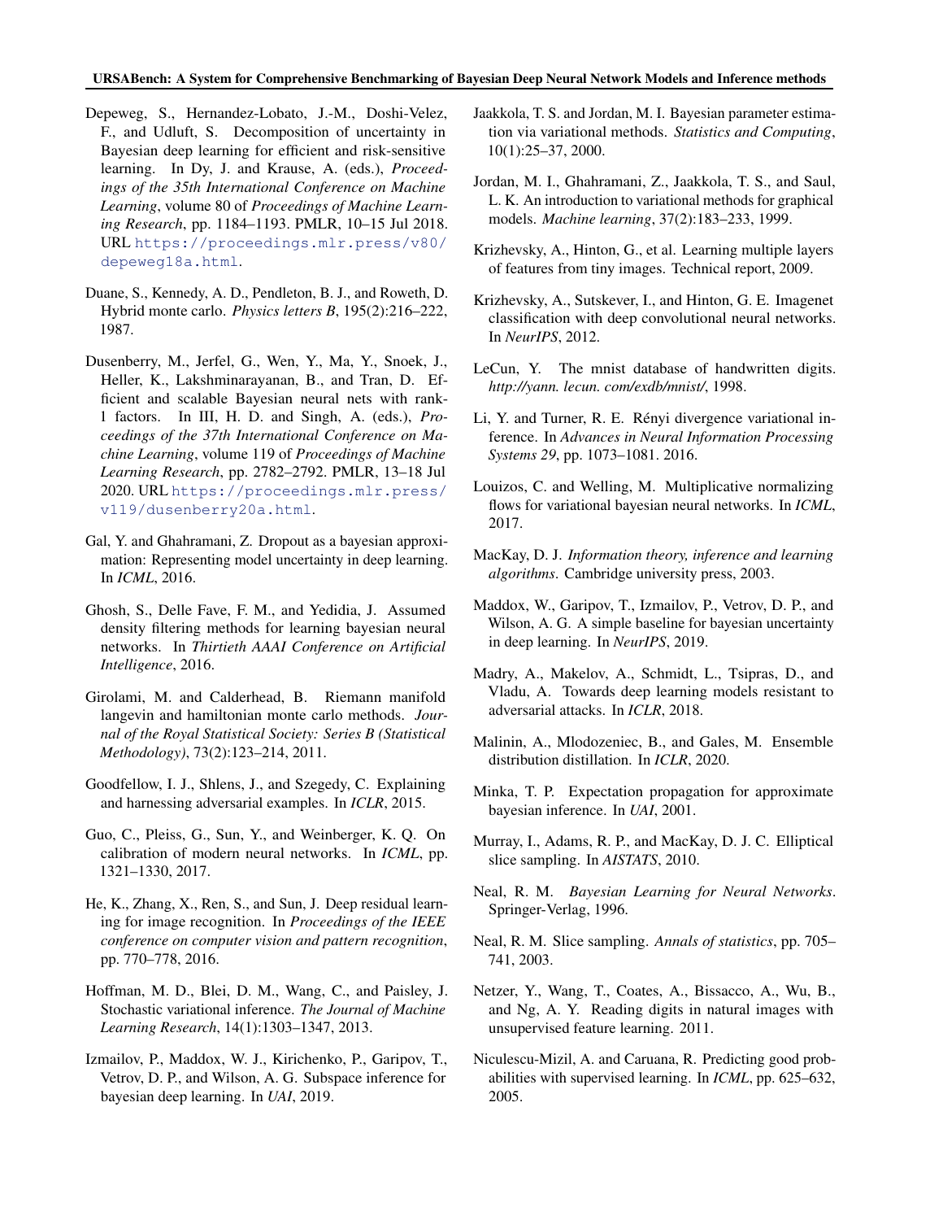Depeweg, S., Hernandez-Lobato, J.-M., Doshi-Velez, F., and Udluft, S. Decomposition of uncertainty in Bayesian deep learning for efficient and risk-sensitive learning. In Dy, J. and Krause, A. (eds.), *Proceedings of the 35th International Conference on Machine Learning*, volume 80 of *Proceedings of Machine Learning Research*, pp. 1184–1193. PMLR, 10–15 Jul 2018. URL https://proceedings.mlr.press/v80/depeweg18a.html.

Duane, S., Kennedy, A. D., Pendleton, B. J., and Roweth, D. Hybrid monte carlo. *Physics letters B*, 195(2):216–222, 1987.

Dusenberry, M., Jerfel, G., Wen, Y., Ma, Y., Snoek, J., Heller, K., Lakshminarayanan, B., and Tran, D. Efficient and scalable Bayesian neural nets with rank-1 factors. In III, H. D. and Singh, A. (eds.), *Proceedings of the 37th International Conference on Machine Learning*, volume 119 of *Proceedings of Machine Learning Research*, pp. 2782–2792. PMLR, 13–18 Jul 2020. URL https://proceedings.mlr.press/v119/dusenberry20a.html.

Gal, Y. and Ghahramani, Z. Dropout as a bayesian approximation: Representing model uncertainty in deep learning. In *ICML*, 2016.

Ghosh, S., Delle Fave, F. M., and Yedidia, J. Assumed density filtering methods for learning bayesian neural networks. In *Thirtieth AAAI Conference on Artificial Intelligence*, 2016.

Girolami, M. and Calderhead, B. Riemann manifold langevin and hamiltonian monte carlo methods. *Journal of the Royal Statistical Society: Series B (Statistical Methodology)*, 73(2):123–214, 2011.

Goodfellow, I. J., Shlens, J., and Szegedy, C. Explaining and harnessing adversarial examples. In *ICLR*, 2015.

Guo, C., Pleiss, G., Sun, Y., and Weinberger, K. Q. On calibration of modern neural networks. In *ICML*, pp. 1321–1330, 2017.

He, K., Zhang, X., Ren, S., and Sun, J. Deep residual learning for image recognition. In *Proceedings of the IEEE conference on computer vision and pattern recognition*, pp. 770–778, 2016.

Hoffman, M. D., Blei, D. M., Wang, C., and Paisley, J. Stochastic variational inference. *The Journal of Machine Learning Research*, 14(1):1303–1347, 2013.

Izmailov, P., Maddox, W. J., Kirichenko, P., Garipov, T., Vetrov, D. P., and Wilson, A. G. Subspace inference for bayesian deep learning. In *UAI*, 2019.

Jaakkola, T. S. and Jordan, M. I. Bayesian parameter estimation via variational methods. *Statistics and Computing*, 10(1):25–37, 2000.

Jordan, M. I., Ghahramani, Z., Jaakkola, T. S., and Saul, L. K. An introduction to variational methods for graphical models. *Machine learning*, 37(2):183–233, 1999.

Krizhevsky, A., Hinton, G., et al. Learning multiple layers of features from tiny images. Technical report, 2009.

Krizhevsky, A., Sutskever, I., and Hinton, G. E. Imagenet classification with deep convolutional neural networks. In *NeurIPS*, 2012.

LeCun, Y. The mnist database of handwritten digits. *http://yann. lecun. com/exdb/mnist/*, 1998.

Li, Y. and Turner, R. E. Rényi divergence variational inference. In *Advances in Neural Information Processing Systems 29*, pp. 1073–1081. 2016.

Louizos, C. and Welling, M. Multiplicative normalizing flows for variational bayesian neural networks. In *ICML*, 2017.

MacKay, D. J. *Information theory, inference and learning algorithms*. Cambridge university press, 2003.

Maddox, W., Garipov, T., Izmailov, P., Vetrov, D. P., and Wilson, A. G. A simple baseline for bayesian uncertainty in deep learning. In *NeurIPS*, 2019.

Madry, A., Makelov, A., Schmidt, L., Tsipras, D., and Vladu, A. Towards deep learning models resistant to adversarial attacks. In *ICLR*, 2018.

Malinin, A., Mlodozeniec, B., and Gales, M. Ensemble distribution distillation. In *ICLR*, 2020.

Minka, T. P. Expectation propagation for approximate bayesian inference. In *UAI*, 2001.

Murray, I., Adams, R. P., and MacKay, D. J. C. Elliptical slice sampling. In *AISTATS*, 2010.

Neal, R. M. *Bayesian Learning for Neural Networks*. Springer-Verlag, 1996.

Neal, R. M. Slice sampling. *Annals of statistics*, pp. 705–741, 2003.

Netzer, Y., Wang, T., Coates, A., Bissacco, A., Wu, B., and Ng, A. Y. Reading digits in natural images with unsupervised feature learning. 2011.

Niculescu-Mizil, A. and Caruana, R. Predicting good probabilities with supervised learning. In *ICML*, pp. 625–632, 2005.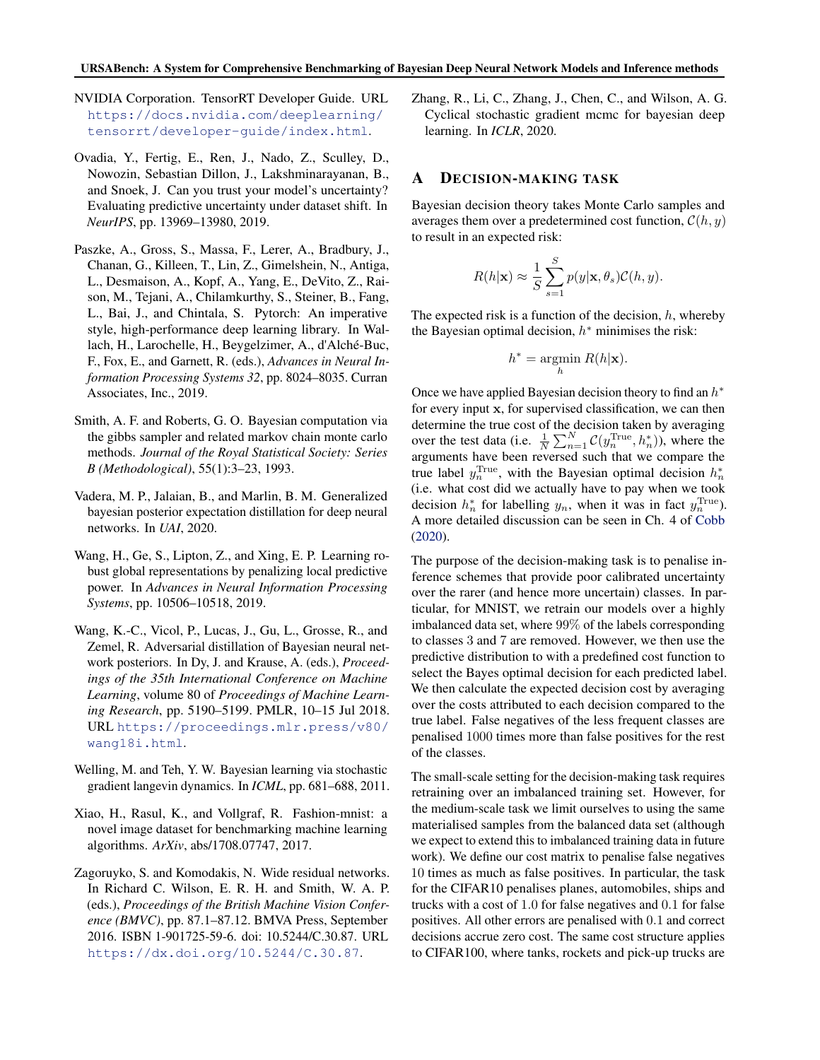NVIDIA Corporation. TensorRT Developer Guide. URL https://docs.nvidia.com/deeplearning/tensorrt/developer-guide/index.html.

Ovadia, Y., Fertig, E., Ren, J., Nado, Z., Sculley, D., Nowozin, Sebastian Dillon, J., Lakshminarayanan, B., and Snoek, J. Can you trust your model's uncertainty? Evaluating predictive uncertainty under dataset shift. In *NeurIPS*, pp. 13969–13980, 2019.

Paszke, A., Gross, S., Massa, F., Lerer, A., Bradbury, J., Chanan, G., Killeen, T., Lin, Z., Gimelshein, N., Antiga, L., Desmaison, A., Kopf, A., Yang, E., DeVito, Z., Raison, M., Tejani, A., Chilamkurthy, S., Steiner, B., Fang, L., Bai, J., and Chintala, S. Pytorch: An imperative style, high-performance deep learning library. In Wallach, H., Larochelle, H., Beygelzimer, A., d'Alché-Buc, F., Fox, E., and Garnett, R. (eds.), *Advances in Neural Information Processing Systems 32*, pp. 8024–8035. Curran Associates, Inc., 2019.

Smith, A. F. and Roberts, G. O. Bayesian computation via the gibbs sampler and related markov chain monte carlo methods. *Journal of the Royal Statistical Society: Series B (Methodological)*, 55(1):3–23, 1993.

Vadera, M. P., Jalaian, B., and Marlin, B. M. Generalized bayesian posterior expectation distillation for deep neural networks. In *UAI*, 2020.

Wang, H., Ge, S., Lipton, Z., and Xing, E. P. Learning robust global representations by penalizing local predictive power. In *Advances in Neural Information Processing Systems*, pp. 10506–10518, 2019.

Wang, K.-C., Vicol, P., Lucas, J., Gu, L., Grosse, R., and Zemel, R. Adversarial distillation of Bayesian neural network posteriors. In Dy, J. and Krause, A. (eds.), *Proceedings of the 35th International Conference on Machine Learning*, volume 80 of *Proceedings of Machine Learning Research*, pp. 5190–5199. PMLR, 10–15 Jul 2018. URL https://proceedings.mlr.press/v80/wang18i.html.

Welling, M. and Teh, Y. W. Bayesian learning via stochastic gradient langevin dynamics. In *ICML*, pp. 681–688, 2011.

Xiao, H., Rasul, K., and Vollgraf, R. Fashion-mnist: a novel image dataset for benchmarking machine learning algorithms. *ArXiv*, abs/1708.07747, 2017.

Zagoruyko, S. and Komodakis, N. Wide residual networks. In Richard C. Wilson, E. R. H. and Smith, W. A. P. (eds.), *Proceedings of the British Machine Vision Conference (BMVC)*, pp. 87.1–87.12. BMVA Press, September 2016. ISBN 1-901725-59-6. doi: 10.5244/C.30.87. URL https://dx.doi.org/10.5244/C.30.87.

Zhang, R., Li, C., Zhang, J., Chen, C., and Wilson, A. G. Cyclical stochastic gradient mcmc for bayesian deep learning. In *ICLR*, 2020.

# A Decision-making task

Bayesian decision theory takes Monte Carlo samples and averages them over a predetermined cost function, $\mathcal{C}(h, y)$ to result in an expected risk:

$$R(h|\mathbf{x}) \approx \frac{1}{S}\sum_{s=1}^{S} p(y|\mathbf{x}, \theta_s)\mathcal{C}(h, y).$$

The expected risk is a function of the decision, $h$, whereby the Bayesian optimal decision, $h^*$ minimises the risk:

$$h^* = \underset{h}{\operatorname{argmin}}\ R(h|\mathbf{x}).$$

Once we have applied Bayesian decision theory to find an $h^*$ for every input $\mathbf{x}$, for supervised classification, we can then determine the true cost of the decision taken by averaging over the test data (i.e. $\frac{1}{N}\sum_{n=1}^{N}\mathcal{C}(y_n^{\text{True}}, h_n^*)$), where the arguments have been reversed such that we compare the true label $y_n^{\text{True}}$, with the Bayesian optimal decision $h_n^*$ (i.e. what cost did we actually have to pay when we took decision $h_n^*$ for labelling $y_n$, when it was in fact $y_n^{\text{True}}$). A more detailed discussion can be seen in Ch. 4 of Cobb (2020).

The purpose of the decision-making task is to penalise inference schemes that provide poor calibrated uncertainty over the rarer (and hence more uncertain) classes. In particular, for MNIST, we retrain our models over a highly imbalanced data set, where $99\%$ of the labels corresponding to classes 3 and 7 are removed. However, we then use the predictive distribution to with a predefined cost function to select the Bayes optimal decision for each predicted label. We then calculate the expected decision cost by averaging over the costs attributed to each decision compared to the true label. False negatives of the less frequent classes are penalised $1000$ times more than false positives for the rest of the classes.

The small-scale setting for the decision-making task requires retraining over an imbalanced training set. However, for the medium-scale task we limit ourselves to using the same materialised samples from the balanced data set (although we expect to extend this to imbalanced training data in future work). We define our cost matrix to penalise false negatives $10$ times as much as false positives. In particular, the task for the CIFAR10 penalises planes, automobiles, ships and trucks with a cost of $1.0$ for false negatives and $0.1$ for false positives. All other errors are penalised with $0.1$ and correct decisions accrue zero cost. The same cost structure applies to CIFAR100, where tanks, rockets and pick-up trucks are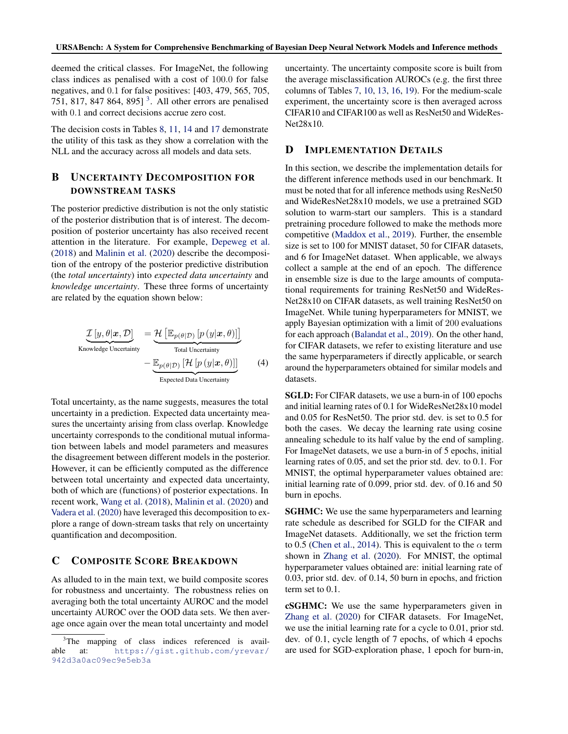deemed the critical classes. For ImageNet, the following class indices as penalised with a cost of 100.0 for false negatives, and 0.1 for false positives: [403, 479, 565, 705, 751, 817, 847 864, 895] [3]. All other errors are penalised with 0.1 and correct decisions accrue zero cost.

The decision costs in Tables 8, 11, 14 and 17 demonstrate the utility of this task as they show a correlation with the NLL and the accuracy across all models and data sets.

# B Uncertainty Decomposition for Downstream Tasks

The posterior predictive distribution is not the only statistic of the posterior distribution that is of interest. The decomposition of posterior uncertainty has also received recent attention in the literature. For example, Depeweg et al. (2018) and Malinin et al. (2020) describe the decomposition of the entropy of the posterior predictive distribution (the *total uncertainty*) into *expected data uncertainty* and *knowledge uncertainty*. These three forms of uncertainty are related by the equation shown below:

$$\underbrace{\mathcal{I}\left[y, \theta | \boldsymbol{x}, \mathcal{D}\right]}_{\text{Knowledge Uncertainty}} = \underbrace{\mathcal{H}\left[\mathbb{E}_{p(\theta|\mathcal{D})}\left[p\left(y|\boldsymbol{x}, \theta\right)\right]\right]}_{\text{Total Uncertainty}} - \underbrace{\mathbb{E}_{p(\theta|\mathcal{D})}\left[\mathcal{H}\left[p\left(y|\boldsymbol{x}, \theta\right)\right]\right]}_{\text{Expected Data Uncertainty}} \tag{4}$$

Total uncertainty, as the name suggests, measures the total uncertainty in a prediction. Expected data uncertainty measures the uncertainty arising from class overlap. Knowledge uncertainty corresponds to the conditional mutual information between labels and model parameters and measures the disagreement between different models in the posterior. However, it can be efficiently computed as the difference between total uncertainty and expected data uncertainty, both of which are (functions) of posterior expectations. In recent work, Wang et al. (2018), Malinin et al. (2020) and Vadera et al. (2020) have leveraged this decomposition to explore a range of down-stream tasks that rely on uncertainty quantification and decomposition.

# C Composite Score Breakdown

As alluded to in the main text, we build composite scores for robustness and uncertainty. The robustness relies on averaging both the total uncertainty AUROC and the model uncertainty AUROC over the OOD data sets. We then average once again over the mean total uncertainty and model uncertainty. The uncertainty composite score is built from the average misclassification AUROCs (e.g. the first three columns of Tables 7, 10, 13, 16, 19). For the medium-scale experiment, the uncertainty score is then averaged across CIFAR10 and CIFAR100 as well as ResNet50 and WideResNet28x10.

# D Implementation Details

In this section, we describe the implementation details for the different inference methods used in our benchmark. It must be noted that for all inference methods using ResNet50 and WideResNet28x10 models, we use a pretrained SGD solution to warm-start our samplers. This is a standard pretraining procedure followed to make the methods more competitive (Maddox et al., 2019). Further, the ensemble size is set to 100 for MNIST dataset, 50 for CIFAR datasets, and 6 for ImageNet dataset. When applicable, we always collect a sample at the end of an epoch. The difference in ensemble size is due to the large amounts of computational requirements for training ResNet50 and WideResNet28x10 on CIFAR datasets, as well training ResNet50 on ImageNet. While tuning hyperparameters for MNIST, we apply Bayesian optimization with a limit of 200 evaluations for each approach (Balandat et al., 2019). On the other hand, for CIFAR datasets, we refer to existing literature and use the same hyperparameters if directly applicable, or search around the hyperparameters obtained for similar models and datasets.

**SGLD:** For CIFAR datasets, we use a burn-in of 100 epochs and initial learning rates of 0.1 for WideResNet28x10 model and 0.05 for ResNet50. The prior std. dev. is set to 0.5 for both the cases. We decay the learning rate using cosine annealing schedule to its half value by the end of sampling. For ImageNet datasets, we use a burn-in of 5 epochs, initial learning rates of 0.05, and set the prior std. dev. to 0.1. For MNIST, the optimal hyperparameter values obtained are: initial learning rate of 0.099, prior std. dev. of 0.16 and 50 burn in epochs.

**SGHMC:** We use the same hyperparameters and learning rate schedule as described for SGLD for the CIFAR and ImageNet datasets. Additionally, we set the friction term to 0.5 (Chen et al., 2014). This is equivalent to the $\alpha$ term shown in Zhang et al. (2020). For MNIST, the optimal hyperparameter values obtained are: initial learning rate of 0.03, prior std. dev. of 0.14, 50 burn in epochs, and friction term set to 0.1.

**cSGHMC:** We use the same hyperparameters given in Zhang et al. (2020) for CIFAR datasets. For ImageNet, we use the initial learning rate for a cycle to 0.01, prior std. dev. of 0.1, cycle length of 7 epochs, of which 4 epochs are used for SGD-exploration phase, 1 epoch for burn-in,

[3] The mapping of class indices referenced is available at: https://gist.github.com/yrevar/942d3a0ac09ec9e5eb3a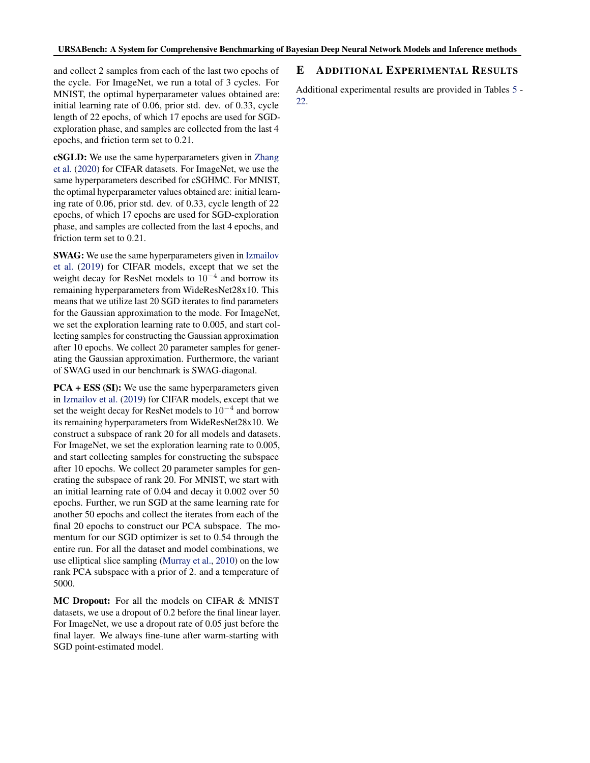and collect 2 samples from each of the last two epochs of the cycle. For ImageNet, we run a total of 3 cycles. For MNIST, the optimal hyperparameter values obtained are: initial learning rate of 0.06, prior std. dev. of 0.33, cycle length of 22 epochs, of which 17 epochs are used for SGD-exploration phase, and samples are collected from the last 4 epochs, and friction term set to 0.21.

**cSGLD:** We use the same hyperparameters given in Zhang et al. (2020) for CIFAR datasets. For ImageNet, we use the same hyperparameters described for cSGHMC. For MNIST, the optimal hyperparameter values obtained are: initial learning rate of 0.06, prior std. dev. of 0.33, cycle length of 22 epochs, of which 17 epochs are used for SGD-exploration phase, and samples are collected from the last 4 epochs, and friction term set to 0.21.

**SWAG:** We use the same hyperparameters given in Izmailov et al. (2019) for CIFAR models, except that we set the weight decay for ResNet models to $10^{-4}$ and borrow its remaining hyperparameters from WideResNet28x10. This means that we utilize last 20 SGD iterates to find parameters for the Gaussian approximation to the mode. For ImageNet, we set the exploration learning rate to 0.005, and start collecting samples for constructing the Gaussian approximation after 10 epochs. We collect 20 parameter samples for generating the Gaussian approximation. Furthermore, the variant of SWAG used in our benchmark is SWAG-diagonal.

**PCA + ESS (SI):** We use the same hyperparameters given in Izmailov et al. (2019) for CIFAR models, except that we set the weight decay for ResNet models to $10^{-4}$ and borrow its remaining hyperparameters from WideResNet28x10. We construct a subspace of rank 20 for all models and datasets. For ImageNet, we set the exploration learning rate to 0.005, and start collecting samples for constructing the subspace after 10 epochs. We collect 20 parameter samples for generating the subspace of rank 20. For MNIST, we start with an initial learning rate of 0.04 and decay it 0.002 over 50 epochs. Further, we run SGD at the same learning rate for another 50 epochs and collect the iterates from each of the final 20 epochs to construct our PCA subspace. The momentum for our SGD optimizer is set to 0.54 through the entire run. For all the dataset and model combinations, we use elliptical slice sampling (Murray et al., 2010) on the low rank PCA subspace with a prior of 2. and a temperature of 5000.

**MC Dropout:** For all the models on CIFAR & MNIST datasets, we use a dropout of 0.2 before the final linear layer. For ImageNet, we use a dropout rate of 0.05 just before the final layer. We always fine-tune after warm-starting with SGD point-estimated model.

# E ADDITIONAL EXPERIMENTAL RESULTS

Additional experimental results are provided in Tables 5 - 22.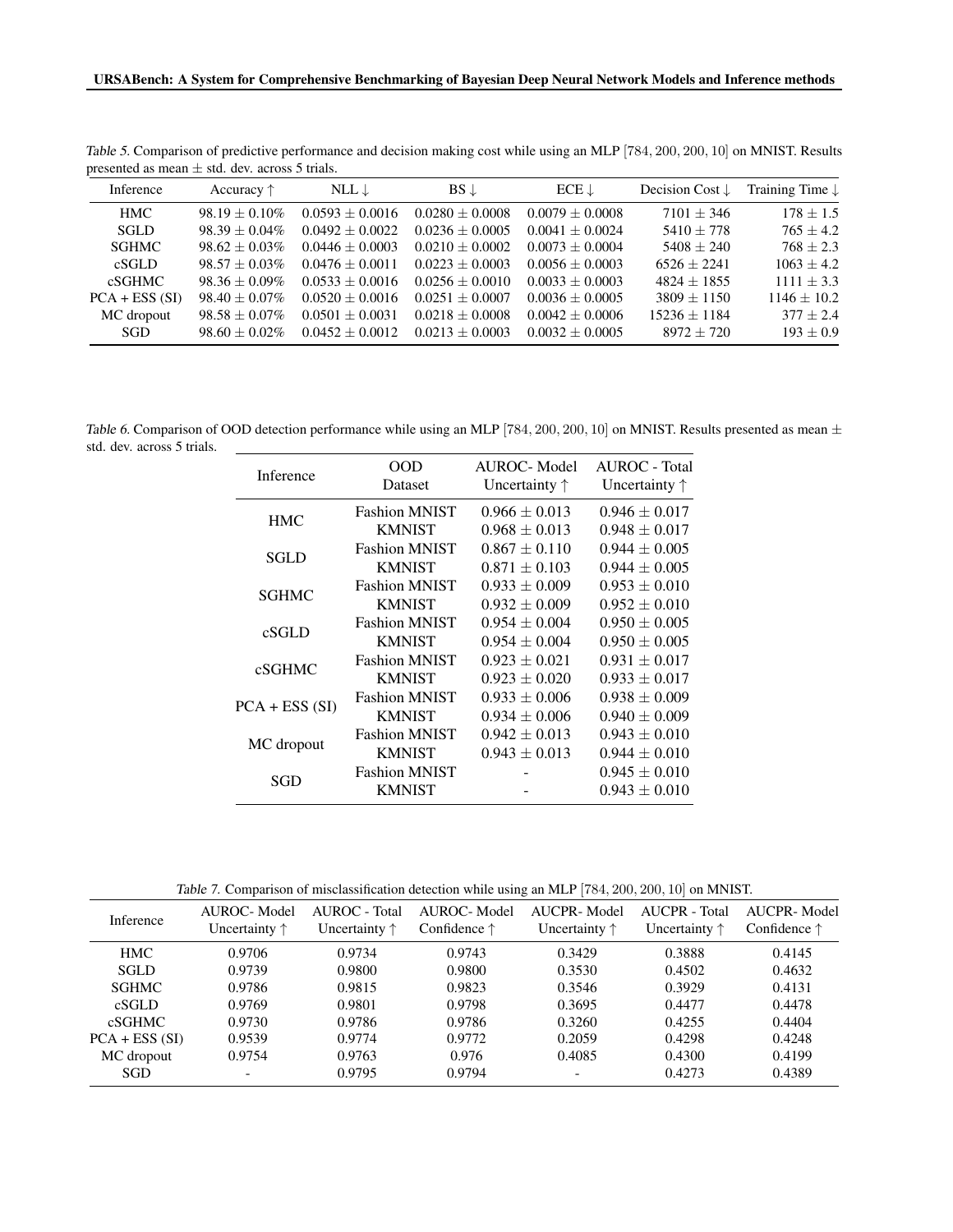Table 5. Comparison of predictive performance and decision making cost while using an MLP $[784, 200, 200, 10]$ on MNIST. Results presented as mean $\pm$ std. dev. across 5 trials.

| Inference | Accuracy ↑ | NLL ↓ | BS ↓ | ECE ↓ | Decision Cost ↓ | Training Time ↓ |
|---|---|---|---|---|---|---|
| HMC | $98.19 \pm 0.10\%$ | $0.0593 \pm 0.0016$ | $0.0280 \pm 0.0008$ | $0.0079 \pm 0.0008$ | $7101 \pm 346$ | $178 \pm 1.5$ |
| SGLD | $98.39 \pm 0.04\%$ | $0.0492 \pm 0.0022$ | $0.0236 \pm 0.0005$ | $0.0041 \pm 0.0024$ | $5410 \pm 778$ | $765 \pm 4.2$ |
| SGHMC | $98.62 \pm 0.03\%$ | $0.0446 \pm 0.0003$ | $0.0210 \pm 0.0002$ | $0.0073 \pm 0.0004$ | $5408 \pm 240$ | $768 \pm 2.3$ |
| cSGLD | $98.57 \pm 0.03\%$ | $0.0476 \pm 0.0011$ | $0.0223 \pm 0.0003$ | $0.0056 \pm 0.0003$ | $6526 \pm 2241$ | $1063 \pm 4.2$ |
| cSGHMC | $98.36 \pm 0.09\%$ | $0.0533 \pm 0.0016$ | $0.0256 \pm 0.0010$ | $0.0033 \pm 0.0003$ | $4824 \pm 1855$ | $1111 \pm 3.3$ |
| PCA + ESS (SI) | $98.40 \pm 0.07\%$ | $0.0520 \pm 0.0016$ | $0.0251 \pm 0.0007$ | $0.0036 \pm 0.0005$ | $3809 \pm 1150$ | $1146 \pm 10.2$ |
| MC dropout | $98.58 \pm 0.07\%$ | $0.0501 \pm 0.0031$ | $0.0218 \pm 0.0008$ | $0.0042 \pm 0.0006$ | $15236 \pm 1184$ | $377 \pm 2.4$ |
| SGD | $98.60 \pm 0.02\%$ | $0.0452 \pm 0.0012$ | $0.0213 \pm 0.0003$ | $0.0032 \pm 0.0005$ | $8972 \pm 720$ | $193 \pm 0.9$ |

Table 6. Comparison of OOD detection performance while using an MLP $[784, 200, 200, 10]$ on MNIST. Results presented as mean $\pm$ std. dev. across 5 trials.

| Inference | OOD Dataset | AUROC- Model Uncertainty ↑ | AUROC - Total Uncertainty ↑ |
|---|---|---|---|
| HMC | Fashion MNIST | $0.966 \pm 0.013$ | $0.946 \pm 0.017$ |
| | KMNIST | $0.968 \pm 0.013$ | $0.948 \pm 0.017$ |
| SGLD | Fashion MNIST | $0.867 \pm 0.110$ | $0.944 \pm 0.005$ |
| | KMNIST | $0.871 \pm 0.103$ | $0.944 \pm 0.005$ |
| SGHMC | Fashion MNIST | $0.933 \pm 0.009$ | $0.953 \pm 0.010$ |
| | KMNIST | $0.932 \pm 0.009$ | $0.952 \pm 0.010$ |
| cSGLD | Fashion MNIST | $0.954 \pm 0.004$ | $0.950 \pm 0.005$ |
| | KMNIST | $0.954 \pm 0.004$ | $0.950 \pm 0.005$ |
| cSGHMC | Fashion MNIST | $0.923 \pm 0.021$ | $0.931 \pm 0.017$ |
| | KMNIST | $0.923 \pm 0.020$ | $0.933 \pm 0.017$ |
| PCA + ESS (SI) | Fashion MNIST | $0.933 \pm 0.006$ | $0.938 \pm 0.009$ |
| | KMNIST | $0.934 \pm 0.006$ | $0.940 \pm 0.009$ |
| MC dropout | Fashion MNIST | $0.942 \pm 0.013$ | $0.943 \pm 0.010$ |
| | KMNIST | $0.943 \pm 0.013$ | $0.944 \pm 0.010$ |
| SGD | Fashion MNIST | - | $0.945 \pm 0.010$ |
| | KMNIST | - | $0.943 \pm 0.010$ |

Table 7. Comparison of misclassification detection while using an MLP $[784, 200, 200, 10]$ on MNIST.

| Inference | AUROC- Model Uncertainty ↑ | AUROC - Total Uncertainty ↑ | AUROC- Model Confidence ↑ | AUCPR- Model Uncertainty ↑ | AUCPR - Total Uncertainty ↑ | AUCPR- Model Confidence ↑ |
|---|---|---|---|---|---|---|
| HMC | 0.9706 | 0.9734 | 0.9743 | 0.3429 | 0.3888 | 0.4145 |
| SGLD | 0.9739 | 0.9800 | 0.9800 | 0.3530 | 0.4502 | 0.4632 |
| SGHMC | 0.9786 | 0.9815 | 0.9823 | 0.3546 | 0.3929 | 0.4131 |
| cSGLD | 0.9769 | 0.9801 | 0.9798 | 0.3695 | 0.4477 | 0.4478 |
| cSGHMC | 0.9730 | 0.9786 | 0.9786 | 0.3260 | 0.4255 | 0.4404 |
| PCA + ESS (SI) | 0.9539 | 0.9774 | 0.9772 | 0.2059 | 0.4298 | 0.4248 |
| MC dropout | 0.9754 | 0.9763 | 0.976 | 0.4085 | 0.4300 | 0.4199 |
| SGD | - | 0.9795 | 0.9794 | - | 0.4273 | 0.4389 |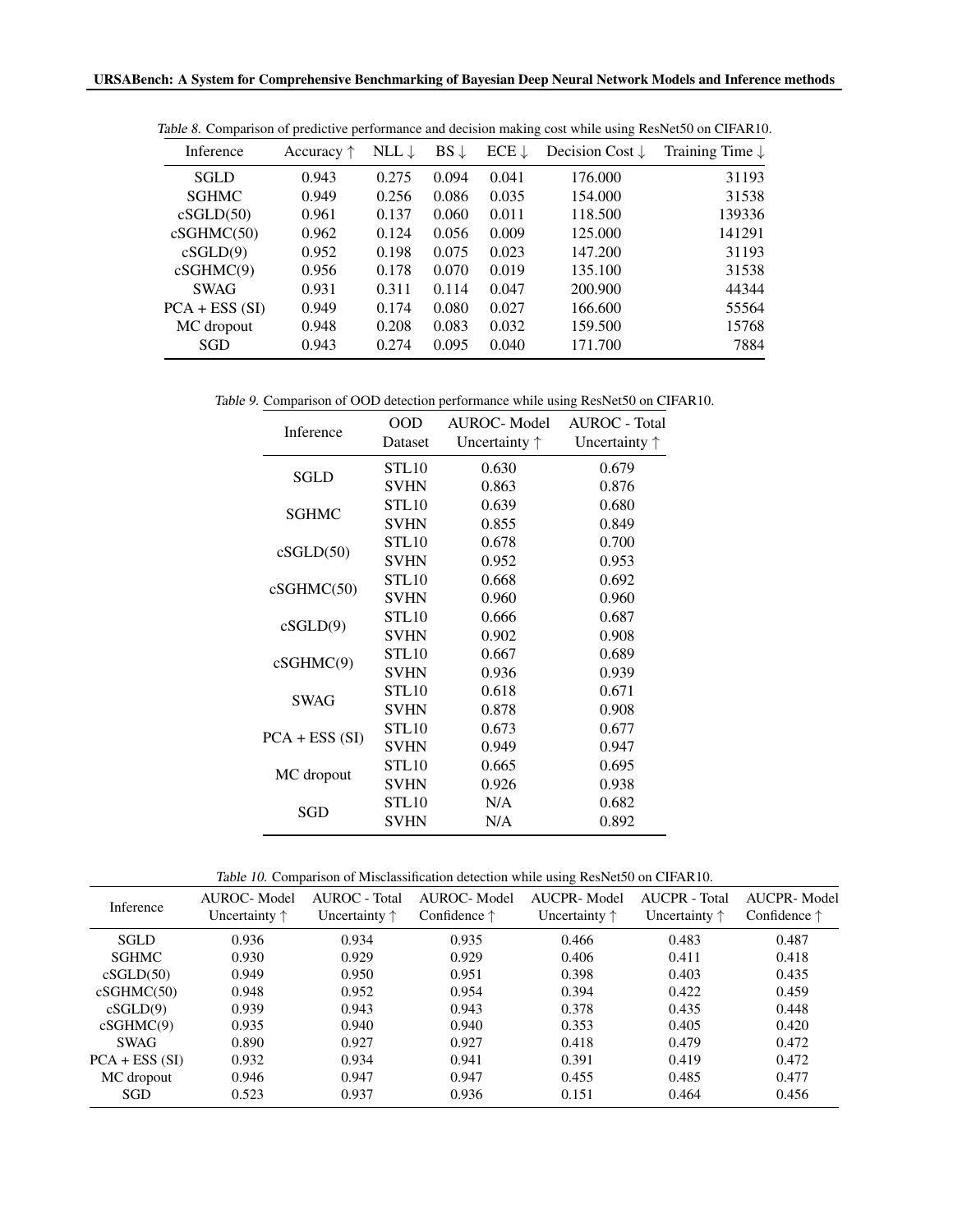Table 8. Comparison of predictive performance and decision making cost while using ResNet50 on CIFAR10.

| Inference | Accuracy ↑ | NLL ↓ | BS ↓ | ECE ↓ | Decision Cost ↓ | Training Time ↓ |
|---|---|---|---|---|---|---|
| SGLD | 0.943 | 0.275 | 0.094 | 0.041 | 176.000 | 31193 |
| SGHMC | 0.949 | 0.256 | 0.086 | 0.035 | 154.000 | 31538 |
| cSGLD(50) | 0.961 | 0.137 | 0.060 | 0.011 | 118.500 | 139336 |
| cSGHMC(50) | 0.962 | 0.124 | 0.056 | 0.009 | 125.000 | 141291 |
| cSGLD(9) | 0.952 | 0.198 | 0.075 | 0.023 | 147.200 | 31193 |
| cSGHMC(9) | 0.956 | 0.178 | 0.070 | 0.019 | 135.100 | 31538 |
| SWAG | 0.931 | 0.311 | 0.114 | 0.047 | 200.900 | 44344 |
| PCA + ESS (SI) | 0.949 | 0.174 | 0.080 | 0.027 | 166.600 | 55564 |
| MC dropout | 0.948 | 0.208 | 0.083 | 0.032 | 159.500 | 15768 |
| SGD | 0.943 | 0.274 | 0.095 | 0.040 | 171.700 | 7884 |

Table 9. Comparison of OOD detection performance while using ResNet50 on CIFAR10.

| Inference | OOD Dataset | AUROC- Model Uncertainty ↑ | AUROC - Total Uncertainty ↑ |
|---|---|---|---|
| SGLD | STL10 | 0.630 | 0.679 |
| | SVHN | 0.863 | 0.876 |
| SGHMC | STL10 | 0.639 | 0.680 |
| | SVHN | 0.855 | 0.849 |
| cSGLD(50) | STL10 | 0.678 | 0.700 |
| | SVHN | 0.952 | 0.953 |
| cSGHMC(50) | STL10 | 0.668 | 0.692 |
| | SVHN | 0.960 | 0.960 |
| cSGLD(9) | STL10 | 0.666 | 0.687 |
| | SVHN | 0.902 | 0.908 |
| cSGHMC(9) | STL10 | 0.667 | 0.689 |
| | SVHN | 0.936 | 0.939 |
| SWAG | STL10 | 0.618 | 0.671 |
| | SVHN | 0.878 | 0.908 |
| PCA + ESS (SI) | STL10 | 0.673 | 0.677 |
| | SVHN | 0.949 | 0.947 |
| MC dropout | STL10 | 0.665 | 0.695 |
| | SVHN | 0.926 | 0.938 |
| SGD | STL10 | N/A | 0.682 |
| | SVHN | N/A | 0.892 |

Table 10. Comparison of Misclassification detection while using ResNet50 on CIFAR10.

| Inference | AUROC- Model Uncertainty ↑ | AUROC - Total Uncertainty ↑ | AUROC- Model Confidence ↑ | AUCPR- Model Uncertainty ↑ | AUCPR - Total Uncertainty ↑ | AUCPR- Model Confidence ↑ |
|---|---|---|---|---|---|---|
| SGLD | 0.936 | 0.934 | 0.935 | 0.466 | 0.483 | 0.487 |
| SGHMC | 0.930 | 0.929 | 0.929 | 0.406 | 0.411 | 0.418 |
| cSGLD(50) | 0.949 | 0.950 | 0.951 | 0.398 | 0.403 | 0.435 |
| cSGHMC(50) | 0.948 | 0.952 | 0.954 | 0.394 | 0.422 | 0.459 |
| cSGLD(9) | 0.939 | 0.943 | 0.943 | 0.378 | 0.435 | 0.448 |
| cSGHMC(9) | 0.935 | 0.940 | 0.940 | 0.353 | 0.405 | 0.420 |
| SWAG | 0.890 | 0.927 | 0.927 | 0.418 | 0.479 | 0.472 |
| PCA + ESS (SI) | 0.932 | 0.934 | 0.941 | 0.391 | 0.419 | 0.472 |
| MC dropout | 0.946 | 0.947 | 0.947 | 0.455 | 0.485 | 0.477 |
| SGD | 0.523 | 0.937 | 0.936 | 0.151 | 0.464 | 0.456 |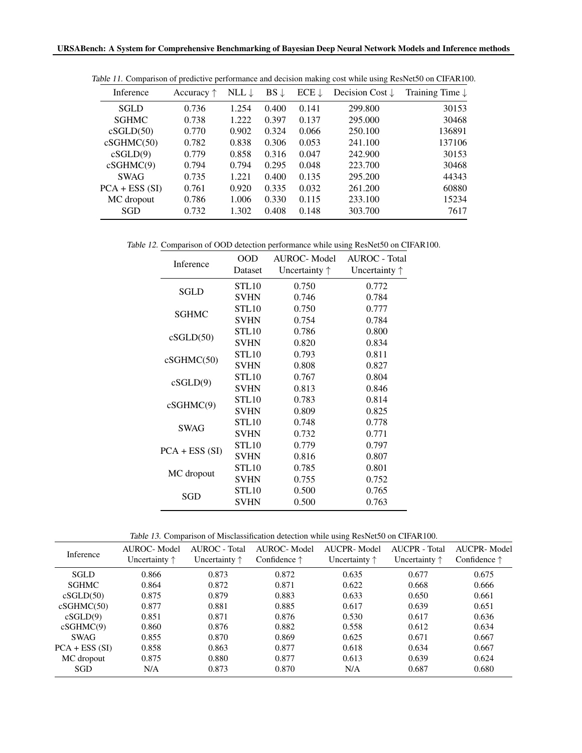Table 11. Comparison of predictive performance and decision making cost while using ResNet50 on CIFAR100.

| Inference | Accuracy ↑ | NLL ↓ | BS ↓ | ECE ↓ | Decision Cost ↓ | Training Time ↓ |
|---|---|---|---|---|---|---|
| SGLD | 0.736 | 1.254 | 0.400 | 0.141 | 299.800 | 30153 |
| SGHMC | 0.738 | 1.222 | 0.397 | 0.137 | 295.000 | 30468 |
| cSGLD(50) | 0.770 | 0.902 | 0.324 | 0.066 | 250.100 | 136891 |
| cSGHMC(50) | 0.782 | 0.838 | 0.306 | 0.053 | 241.100 | 137106 |
| cSGLD(9) | 0.779 | 0.858 | 0.316 | 0.047 | 242.900 | 30153 |
| cSGHMC(9) | 0.794 | 0.794 | 0.295 | 0.048 | 223.700 | 30468 |
| SWAG | 0.735 | 1.221 | 0.400 | 0.135 | 295.200 | 44343 |
| PCA + ESS (SI) | 0.761 | 0.920 | 0.335 | 0.032 | 261.200 | 60880 |
| MC dropout | 0.786 | 1.006 | 0.330 | 0.115 | 233.100 | 15234 |
| SGD | 0.732 | 1.302 | 0.408 | 0.148 | 303.700 | 7617 |

Table 12. Comparison of OOD detection performance while using ResNet50 on CIFAR100.

| Inference | OOD Dataset | AUROC- Model Uncertainty ↑ | AUROC - Total Uncertainty ↑ |
|---|---|---|---|
| SGLD | STL10 | 0.750 | 0.772 |
| | SVHN | 0.746 | 0.784 |
| SGHMC | STL10 | 0.750 | 0.777 |
| | SVHN | 0.754 | 0.784 |
| cSGLD(50) | STL10 | 0.786 | 0.800 |
| | SVHN | 0.820 | 0.834 |
| cSGHMC(50) | STL10 | 0.793 | 0.811 |
| | SVHN | 0.808 | 0.827 |
| cSGLD(9) | STL10 | 0.767 | 0.804 |
| | SVHN | 0.813 | 0.846 |
| cSGHMC(9) | STL10 | 0.783 | 0.814 |
| | SVHN | 0.809 | 0.825 |
| SWAG | STL10 | 0.748 | 0.778 |
| | SVHN | 0.732 | 0.771 |
| PCA + ESS (SI) | STL10 | 0.779 | 0.797 |
| | SVHN | 0.816 | 0.807 |
| MC dropout | STL10 | 0.785 | 0.801 |
| | SVHN | 0.755 | 0.752 |
| SGD | STL10 | 0.500 | 0.765 |
| | SVHN | 0.500 | 0.763 |

Table 13. Comparison of Misclassification detection while using ResNet50 on CIFAR100.

| Inference | AUROC- Model Uncertainty ↑ | AUROC - Total Uncertainty ↑ | AUROC- Model Confidence ↑ | AUCPR- Model Uncertainty ↑ | AUCPR - Total Uncertainty ↑ | AUCPR- Model Confidence ↑ |
|---|---|---|---|---|---|---|
| SGLD | 0.866 | 0.873 | 0.872 | 0.635 | 0.677 | 0.675 |
| SGHMC | 0.864 | 0.872 | 0.871 | 0.622 | 0.668 | 0.666 |
| cSGLD(50) | 0.875 | 0.879 | 0.883 | 0.633 | 0.650 | 0.661 |
| cSGHMC(50) | 0.877 | 0.881 | 0.885 | 0.617 | 0.639 | 0.651 |
| cSGLD(9) | 0.851 | 0.871 | 0.876 | 0.530 | 0.617 | 0.636 |
| cSGHMC(9) | 0.860 | 0.876 | 0.882 | 0.558 | 0.612 | 0.634 |
| SWAG | 0.855 | 0.870 | 0.869 | 0.625 | 0.671 | 0.667 |
| PCA + ESS (SI) | 0.858 | 0.863 | 0.877 | 0.618 | 0.634 | 0.667 |
| MC dropout | 0.875 | 0.880 | 0.877 | 0.613 | 0.639 | 0.624 |
| SGD | N/A | 0.873 | 0.870 | N/A | 0.687 | 0.680 |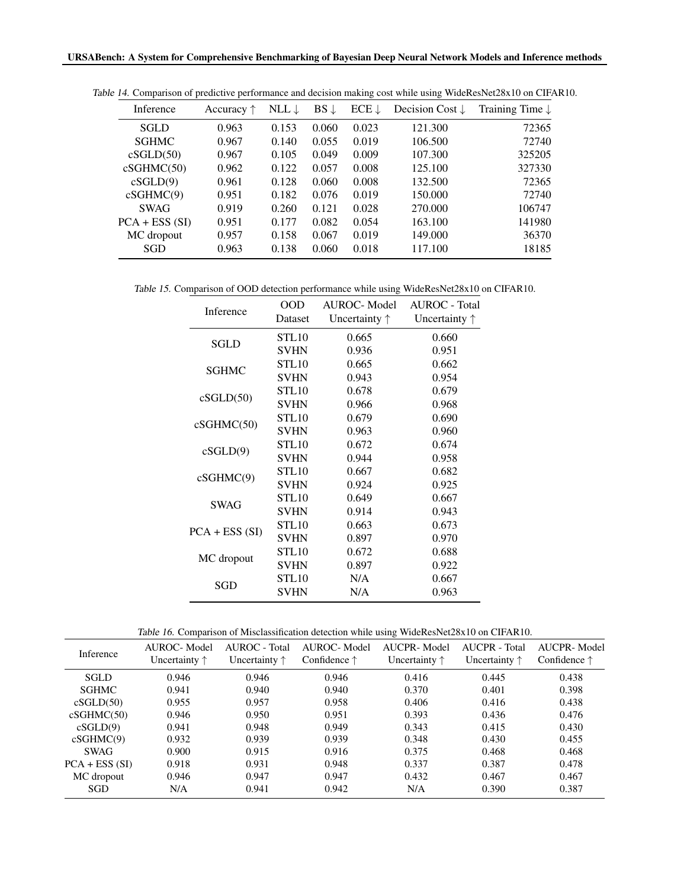Table 14. Comparison of predictive performance and decision making cost while using WideResNet28x10 on CIFAR10.

| Inference | Accuracy ↑ | NLL ↓ | BS ↓ | ECE ↓ | Decision Cost ↓ | Training Time ↓ |
|---|---|---|---|---|---|---|
| SGLD | 0.963 | 0.153 | 0.060 | 0.023 | 121.300 | 72365 |
| SGHMC | 0.967 | 0.140 | 0.055 | 0.019 | 106.500 | 72740 |
| cSGLD(50) | 0.967 | 0.105 | 0.049 | 0.009 | 107.300 | 325205 |
| cSGHMC(50) | 0.962 | 0.122 | 0.057 | 0.008 | 125.100 | 327330 |
| cSGLD(9) | 0.961 | 0.128 | 0.060 | 0.008 | 132.500 | 72365 |
| cSGHMC(9) | 0.951 | 0.182 | 0.076 | 0.019 | 150.000 | 72740 |
| SWAG | 0.919 | 0.260 | 0.121 | 0.028 | 270.000 | 106747 |
| PCA + ESS (SI) | 0.951 | 0.177 | 0.082 | 0.054 | 163.100 | 141980 |
| MC dropout | 0.957 | 0.158 | 0.067 | 0.019 | 149.000 | 36370 |
| SGD | 0.963 | 0.138 | 0.060 | 0.018 | 117.100 | 18185 |

Table 15. Comparison of OOD detection performance while using WideResNet28x10 on CIFAR10.

| Inference | OOD Dataset | AUROC- Model Uncertainty ↑ | AUROC - Total Uncertainty ↑ |
|---|---|---|---|
| SGLD | STL10 | 0.665 | 0.660 |
| | SVHN | 0.936 | 0.951 |
| SGHMC | STL10 | 0.665 | 0.662 |
| | SVHN | 0.943 | 0.954 |
| cSGLD(50) | STL10 | 0.678 | 0.679 |
| | SVHN | 0.966 | 0.968 |
| cSGHMC(50) | STL10 | 0.679 | 0.690 |
| | SVHN | 0.963 | 0.960 |
| cSGLD(9) | STL10 | 0.672 | 0.674 |
| | SVHN | 0.944 | 0.958 |
| cSGHMC(9) | STL10 | 0.667 | 0.682 |
| | SVHN | 0.924 | 0.925 |
| SWAG | STL10 | 0.649 | 0.667 |
| | SVHN | 0.914 | 0.943 |
| PCA + ESS (SI) | STL10 | 0.663 | 0.673 |
| | SVHN | 0.897 | 0.970 |
| MC dropout | STL10 | 0.672 | 0.688 |
| | SVHN | 0.897 | 0.922 |
| SGD | STL10 | N/A | 0.667 |
| | SVHN | N/A | 0.963 |

Table 16. Comparison of Misclassification detection while using WideResNet28x10 on CIFAR10.

| Inference | AUROC- Model Uncertainty ↑ | AUROC - Total Uncertainty ↑ | AUROC- Model Confidence ↑ | AUCPR- Model Uncertainty ↑ | AUCPR - Total Uncertainty ↑ | AUCPR- Model Confidence ↑ |
|---|---|---|---|---|---|---|
| SGLD | 0.946 | 0.946 | 0.946 | 0.416 | 0.445 | 0.438 |
| SGHMC | 0.941 | 0.940 | 0.940 | 0.370 | 0.401 | 0.398 |
| cSGLD(50) | 0.955 | 0.957 | 0.958 | 0.406 | 0.416 | 0.438 |
| cSGHMC(50) | 0.946 | 0.950 | 0.951 | 0.393 | 0.436 | 0.476 |
| cSGLD(9) | 0.941 | 0.948 | 0.949 | 0.343 | 0.415 | 0.430 |
| cSGHMC(9) | 0.932 | 0.939 | 0.939 | 0.348 | 0.430 | 0.455 |
| SWAG | 0.900 | 0.915 | 0.916 | 0.375 | 0.468 | 0.468 |
| PCA + ESS (SI) | 0.918 | 0.931 | 0.948 | 0.337 | 0.387 | 0.478 |
| MC dropout | 0.946 | 0.947 | 0.947 | 0.432 | 0.467 | 0.467 |
| SGD | N/A | 0.941 | 0.942 | N/A | 0.390 | 0.387 |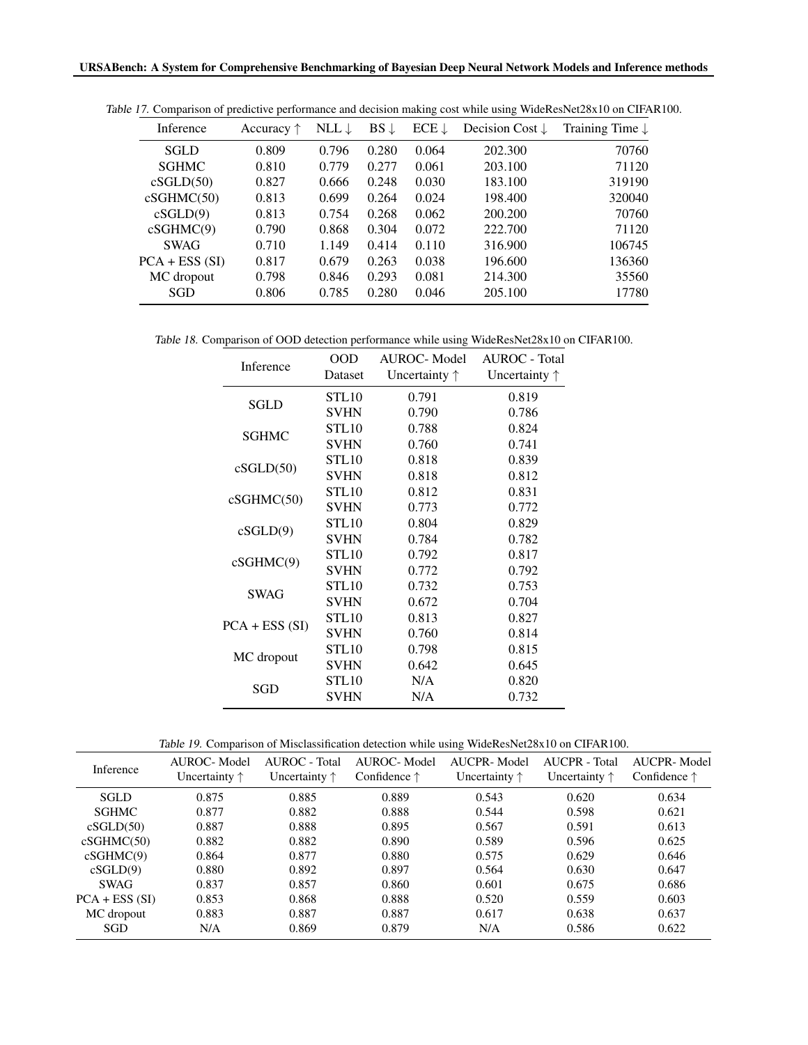Table 17. Comparison of predictive performance and decision making cost while using WideResNet28x10 on CIFAR100.

| Inference | Accuracy ↑ | NLL ↓ | BS ↓ | ECE ↓ | Decision Cost ↓ | Training Time ↓ |
|---|---|---|---|---|---|---|
| SGLD | 0.809 | 0.796 | 0.280 | 0.064 | 202.300 | 70760 |
| SGHMC | 0.810 | 0.779 | 0.277 | 0.061 | 203.100 | 71120 |
| cSGLD(50) | 0.827 | 0.666 | 0.248 | 0.030 | 183.100 | 319190 |
| cSGHMC(50) | 0.813 | 0.699 | 0.264 | 0.024 | 198.400 | 320040 |
| cSGLD(9) | 0.813 | 0.754 | 0.268 | 0.062 | 200.200 | 70760 |
| cSGHMC(9) | 0.790 | 0.868 | 0.304 | 0.072 | 222.700 | 71120 |
| SWAG | 0.710 | 1.149 | 0.414 | 0.110 | 316.900 | 106745 |
| PCA + ESS (SI) | 0.817 | 0.679 | 0.263 | 0.038 | 196.600 | 136360 |
| MC dropout | 0.798 | 0.846 | 0.293 | 0.081 | 214.300 | 35560 |
| SGD | 0.806 | 0.785 | 0.280 | 0.046 | 205.100 | 17780 |

Table 18. Comparison of OOD detection performance while using WideResNet28x10 on CIFAR100.

| Inference | OOD Dataset | AUROC- Model Uncertainty ↑ | AUROC - Total Uncertainty ↑ |
|---|---|---|---|
| SGLD | STL10 | 0.791 | 0.819 |
| | SVHN | 0.790 | 0.786 |
| SGHMC | STL10 | 0.788 | 0.824 |
| | SVHN | 0.760 | 0.741 |
| cSGLD(50) | STL10 | 0.818 | 0.839 |
| | SVHN | 0.818 | 0.812 |
| cSGHMC(50) | STL10 | 0.812 | 0.831 |
| | SVHN | 0.773 | 0.772 |
| cSGLD(9) | STL10 | 0.804 | 0.829 |
| | SVHN | 0.784 | 0.782 |
| cSGHMC(9) | STL10 | 0.792 | 0.817 |
| | SVHN | 0.772 | 0.792 |
| SWAG | STL10 | 0.732 | 0.753 |
| | SVHN | 0.672 | 0.704 |
| PCA + ESS (SI) | STL10 | 0.813 | 0.827 |
| | SVHN | 0.760 | 0.814 |
| MC dropout | STL10 | 0.798 | 0.815 |
| | SVHN | 0.642 | 0.645 |
| SGD | STL10 | N/A | 0.820 |
| | SVHN | N/A | 0.732 |

Table 19. Comparison of Misclassification detection while using WideResNet28x10 on CIFAR100.

| Inference | AUROC- Model Uncertainty ↑ | AUROC - Total Uncertainty ↑ | AUROC- Model Confidence ↑ | AUCPR- Model Uncertainty ↑ | AUCPR - Total Uncertainty ↑ | AUCPR- Model Confidence ↑ |
|---|---|---|---|---|---|---|
| SGLD | 0.875 | 0.885 | 0.889 | 0.543 | 0.620 | 0.634 |
| SGHMC | 0.877 | 0.882 | 0.888 | 0.544 | 0.598 | 0.621 |
| cSGLD(50) | 0.887 | 0.888 | 0.895 | 0.567 | 0.591 | 0.613 |
| cSGHMC(50) | 0.882 | 0.882 | 0.890 | 0.589 | 0.596 | 0.625 |
| cSGHMC(9) | 0.864 | 0.877 | 0.880 | 0.575 | 0.629 | 0.646 |
| cSGLD(9) | 0.880 | 0.892 | 0.897 | 0.564 | 0.630 | 0.647 |
| SWAG | 0.837 | 0.857 | 0.860 | 0.601 | 0.675 | 0.686 |
| PCA + ESS (SI) | 0.853 | 0.868 | 0.888 | 0.520 | 0.559 | 0.603 |
| MC dropout | 0.883 | 0.887 | 0.887 | 0.617 | 0.638 | 0.637 |
| SGD | N/A | 0.869 | 0.879 | N/A | 0.586 | 0.622 |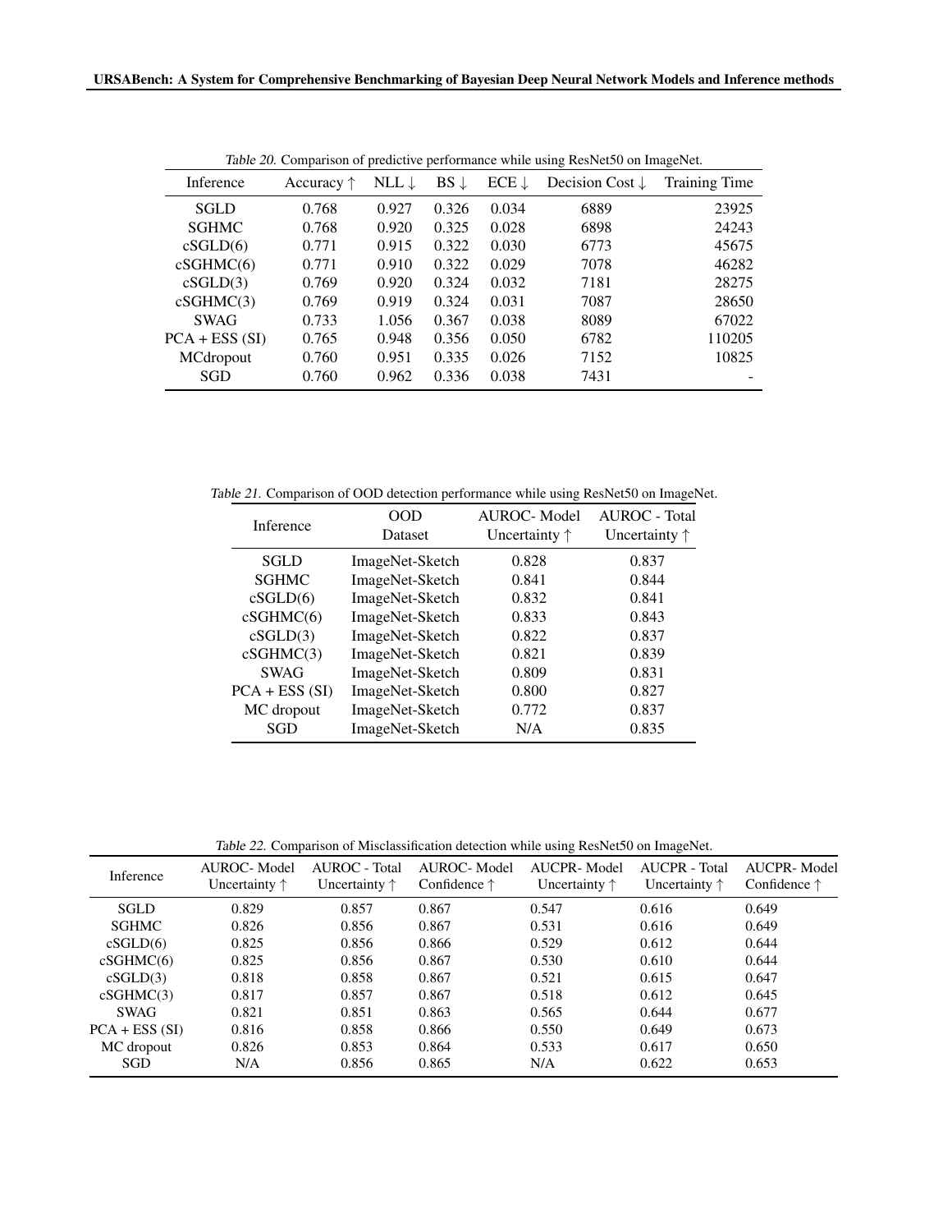Table 20. Comparison of predictive performance while using ResNet50 on ImageNet.

| Inference | Accuracy ↑ | NLL ↓ | BS ↓ | ECE ↓ | Decision Cost ↓ | Training Time |
|---|---|---|---|---|---|---|
| SGLD | 0.768 | 0.927 | 0.326 | 0.034 | 6889 | 23925 |
| SGHMC | 0.768 | 0.920 | 0.325 | 0.028 | 6898 | 24243 |
| cSGLD(6) | 0.771 | 0.915 | 0.322 | 0.030 | 6773 | 45675 |
| cSGHMC(6) | 0.771 | 0.910 | 0.322 | 0.029 | 7078 | 46282 |
| cSGLD(3) | 0.769 | 0.920 | 0.324 | 0.032 | 7181 | 28275 |
| cSGHMC(3) | 0.769 | 0.919 | 0.324 | 0.031 | 7087 | 28650 |
| SWAG | 0.733 | 1.056 | 0.367 | 0.038 | 8089 | 67022 |
| PCA + ESS (SI) | 0.765 | 0.948 | 0.356 | 0.050 | 6782 | 110205 |
| MCdropout | 0.760 | 0.951 | 0.335 | 0.026 | 7152 | 10825 |
| SGD | 0.760 | 0.962 | 0.336 | 0.038 | 7431 | - |

Table 21. Comparison of OOD detection performance while using ResNet50 on ImageNet.

| Inference | OOD Dataset | AUROC- Model Uncertainty ↑ | AUROC - Total Uncertainty ↑ |
|---|---|---|---|
| SGLD | ImageNet-Sketch | 0.828 | 0.837 |
| SGHMC | ImageNet-Sketch | 0.841 | 0.844 |
| cSGLD(6) | ImageNet-Sketch | 0.832 | 0.841 |
| cSGHMC(6) | ImageNet-Sketch | 0.833 | 0.843 |
| cSGLD(3) | ImageNet-Sketch | 0.822 | 0.837 |
| cSGHMC(3) | ImageNet-Sketch | 0.821 | 0.839 |
| SWAG | ImageNet-Sketch | 0.809 | 0.831 |
| PCA + ESS (SI) | ImageNet-Sketch | 0.800 | 0.827 |
| MC dropout | ImageNet-Sketch | 0.772 | 0.837 |
| SGD | ImageNet-Sketch | N/A | 0.835 |

Table 22. Comparison of Misclassification detection while using ResNet50 on ImageNet.

| Inference | AUROC- Model Uncertainty ↑ | AUROC - Total Uncertainty ↑ | AUROC- Model Confidence ↑ | AUCPR- Model Uncertainty ↑ | AUCPR - Total Uncertainty ↑ | AUCPR- Model Confidence ↑ |
|---|---|---|---|---|---|---|
| SGLD | 0.829 | 0.857 | 0.867 | 0.547 | 0.616 | 0.649 |
| SGHMC | 0.826 | 0.856 | 0.867 | 0.531 | 0.616 | 0.649 |
| cSGLD(6) | 0.825 | 0.856 | 0.866 | 0.529 | 0.612 | 0.644 |
| cSGHMC(6) | 0.825 | 0.856 | 0.867 | 0.530 | 0.610 | 0.644 |
| cSGLD(3) | 0.818 | 0.858 | 0.867 | 0.521 | 0.615 | 0.647 |
| cSGHMC(3) | 0.817 | 0.857 | 0.867 | 0.518 | 0.612 | 0.645 |
| SWAG | 0.821 | 0.851 | 0.863 | 0.565 | 0.644 | 0.677 |
| PCA + ESS (SI) | 0.816 | 0.858 | 0.866 | 0.550 | 0.649 | 0.673 |
| MC dropout | 0.826 | 0.853 | 0.864 | 0.533 | 0.617 | 0.650 |
| SGD | N/A | 0.856 | 0.865 | N/A | 0.622 | 0.653 |